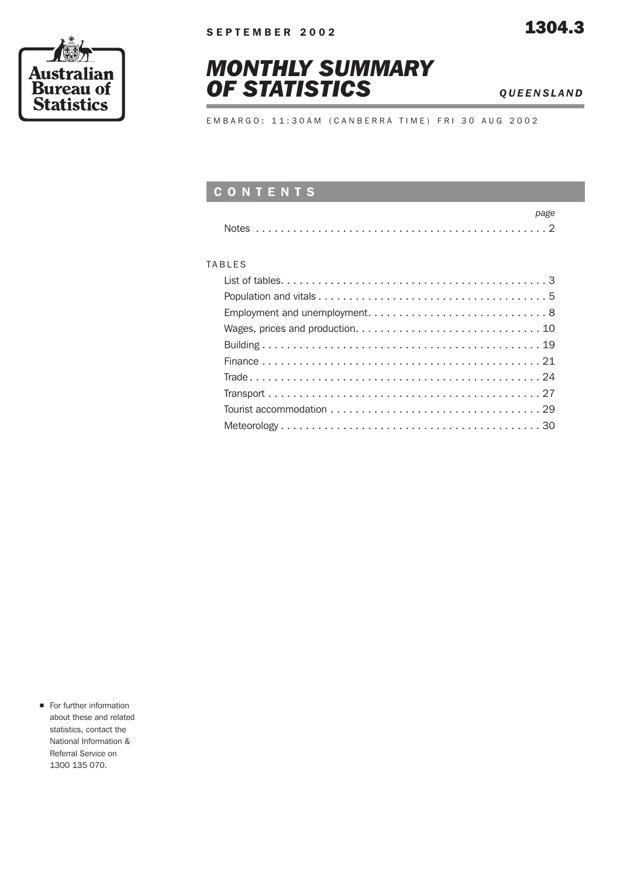Australian Bureau of Statistics

SEPTEMBER 2002

1304.3

# MONTHLY SUMMARY OF STATISTICS

QUEENSLAND

EMBARGO: 11:30AM (CANBERRA TIME) FRI 30 AUG 2002

## CONTENTS

| | page |
|---|---|
| Notes | 2 |

TABLES

| | page |
|---|---|
| List of tables | 3 |
| Population and vitals | 5 |
| Employment and unemployment | 8 |
| Wages, prices and production | 10 |
| Building | 19 |
| Finance | 21 |
| Trade | 24 |
| Transport | 27 |
| Tourist accommodation | 29 |
| Meteorology | 30 |

- For further information about these and related statistics, contact the National Information & Referral Service on 1300 135 070.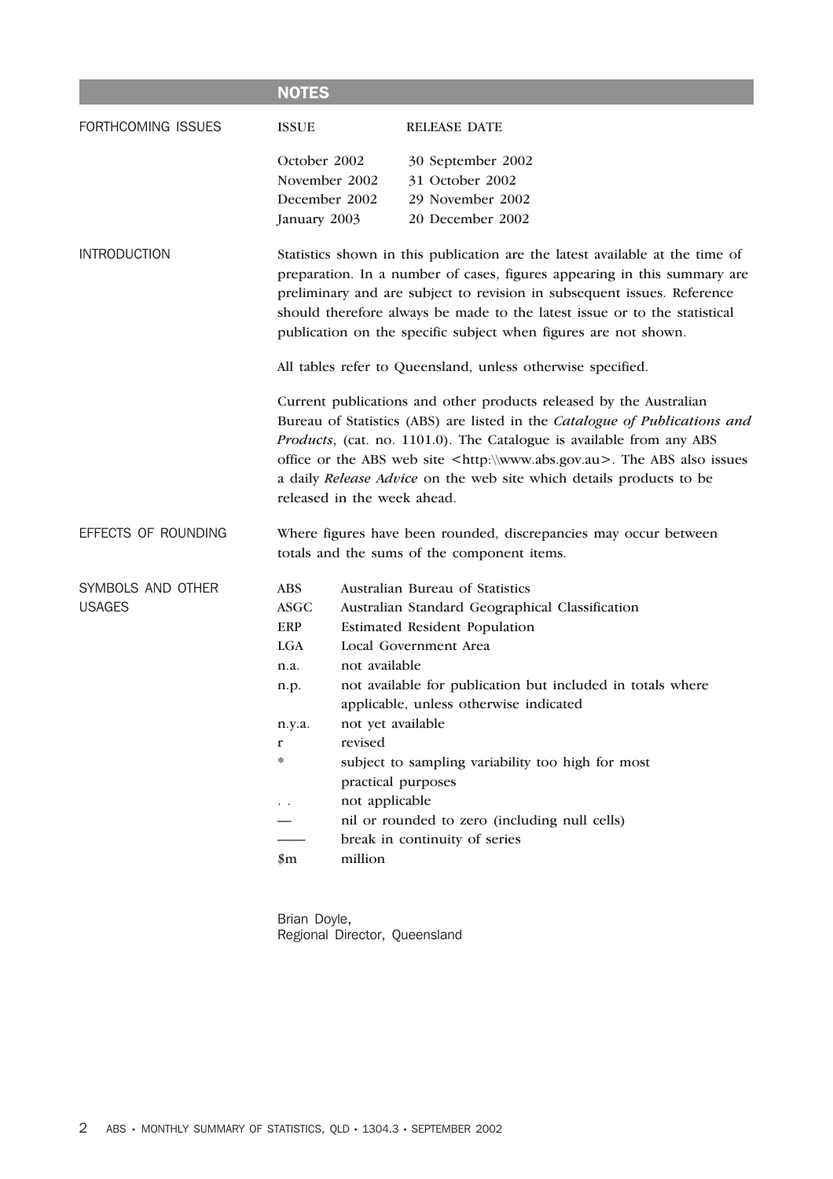## NOTES

### FORTHCOMING ISSUES

| ISSUE | RELEASE DATE |
|---|---|
| October 2002 | 30 September 2002 |
| November 2002 | 31 October 2002 |
| December 2002 | 29 November 2002 |
| January 2003 | 20 December 2002 |

### INTRODUCTION

Statistics shown in this publication are the latest available at the time of preparation. In a number of cases, figures appearing in this summary are preliminary and are subject to revision in subsequent issues. Reference should therefore always be made to the latest issue or to the statistical publication on the specific subject when figures are not shown.

All tables refer to Queensland, unless otherwise specified.

Current publications and other products released by the Australian Bureau of Statistics (ABS) are listed in the *Catalogue of Publications and Products*, (cat. no. 1101.0). The Catalogue is available from any ABS office or the ABS web site <http:\\www.abs.gov.au>. The ABS also issues a daily *Release Advice* on the web site which details products to be released in the week ahead.

### EFFECTS OF ROUNDING

Where figures have been rounded, discrepancies may occur between totals and the sums of the component items.

### SYMBOLS AND OTHER USAGES

| | |
|---|---|
| ABS | Australian Bureau of Statistics |
| ASGC | Australian Standard Geographical Classification |
| ERP | Estimated Resident Population |
| LGA | Local Government Area |
| n.a. | not available |
| n.p. | not available for publication but included in totals where applicable, unless otherwise indicated |
| n.y.a. | not yet available |
| r | revised |
| * | subject to sampling variability too high for most practical purposes |
| . . | not applicable |
| — | nil or rounded to zero (including null cells) |
| —— | break in continuity of series |
| $m | million |

Brian Doyle,
Regional Director, Queensland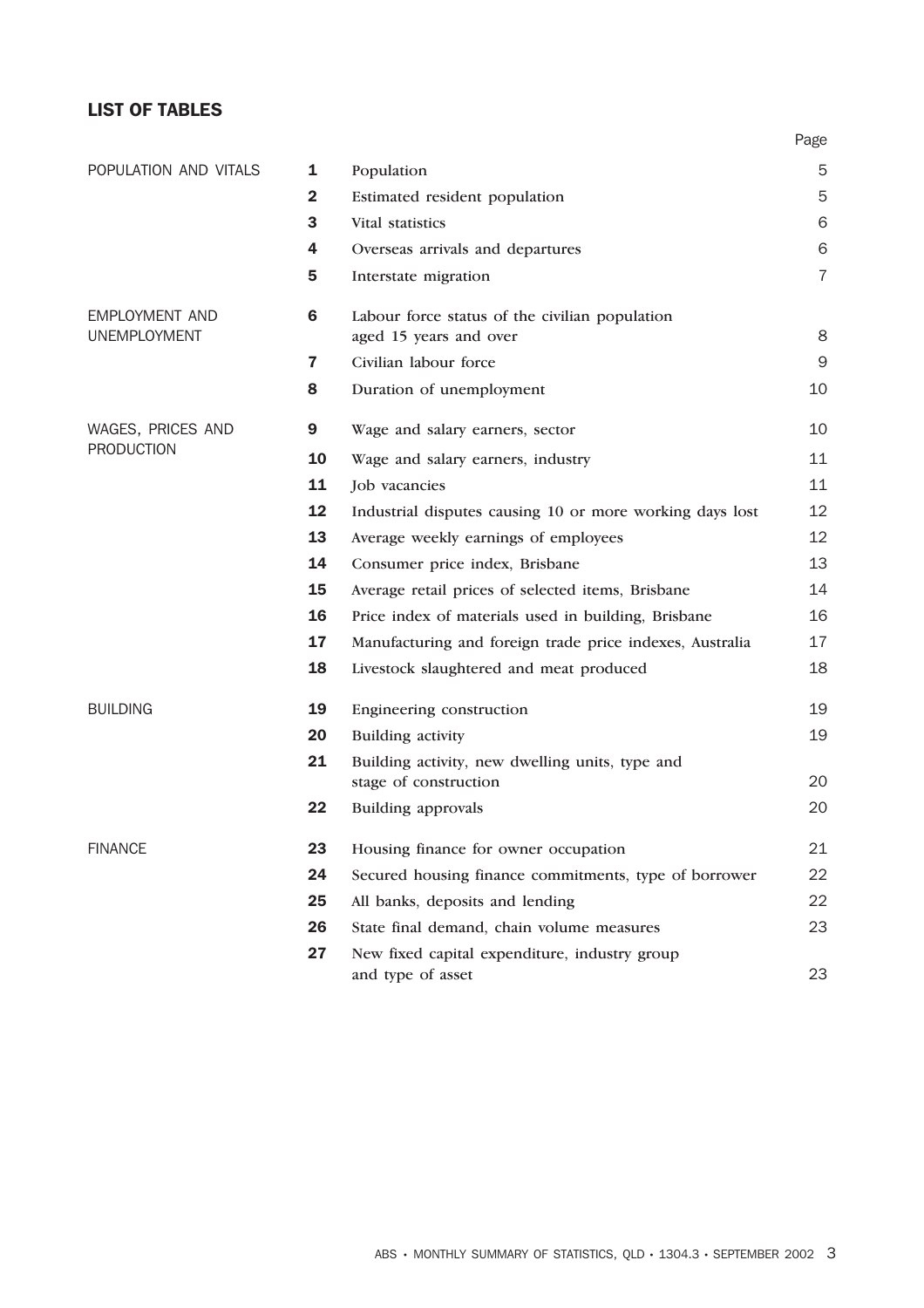## LIST OF TABLES

| | | | Page |
|---|---|---|---|
| POPULATION AND VITALS | **1** | Population | 5 |
| | **2** | Estimated resident population | 5 |
| | **3** | Vital statistics | 6 |
| | **4** | Overseas arrivals and departures | 6 |
| | **5** | Interstate migration | 7 |
| EMPLOYMENT AND UNEMPLOYMENT | **6** | Labour force status of the civilian population aged 15 years and over | 8 |
| | **7** | Civilian labour force | 9 |
| | **8** | Duration of unemployment | 10 |
| WAGES, PRICES AND PRODUCTION | **9** | Wage and salary earners, sector | 10 |
| | **10** | Wage and salary earners, industry | 11 |
| | **11** | Job vacancies | 11 |
| | **12** | Industrial disputes causing 10 or more working days lost | 12 |
| | **13** | Average weekly earnings of employees | 12 |
| | **14** | Consumer price index, Brisbane | 13 |
| | **15** | Average retail prices of selected items, Brisbane | 14 |
| | **16** | Price index of materials used in building, Brisbane | 16 |
| | **17** | Manufacturing and foreign trade price indexes, Australia | 17 |
| | **18** | Livestock slaughtered and meat produced | 18 |
| BUILDING | **19** | Engineering construction | 19 |
| | **20** | Building activity | 19 |
| | **21** | Building activity, new dwelling units, type and stage of construction | 20 |
| | **22** | Building approvals | 20 |
| FINANCE | **23** | Housing finance for owner occupation | 21 |
| | **24** | Secured housing finance commitments, type of borrower | 22 |
| | **25** | All banks, deposits and lending | 22 |
| | **26** | State final demand, chain volume measures | 23 |
| | **27** | New fixed capital expenditure, industry group and type of asset | 23 |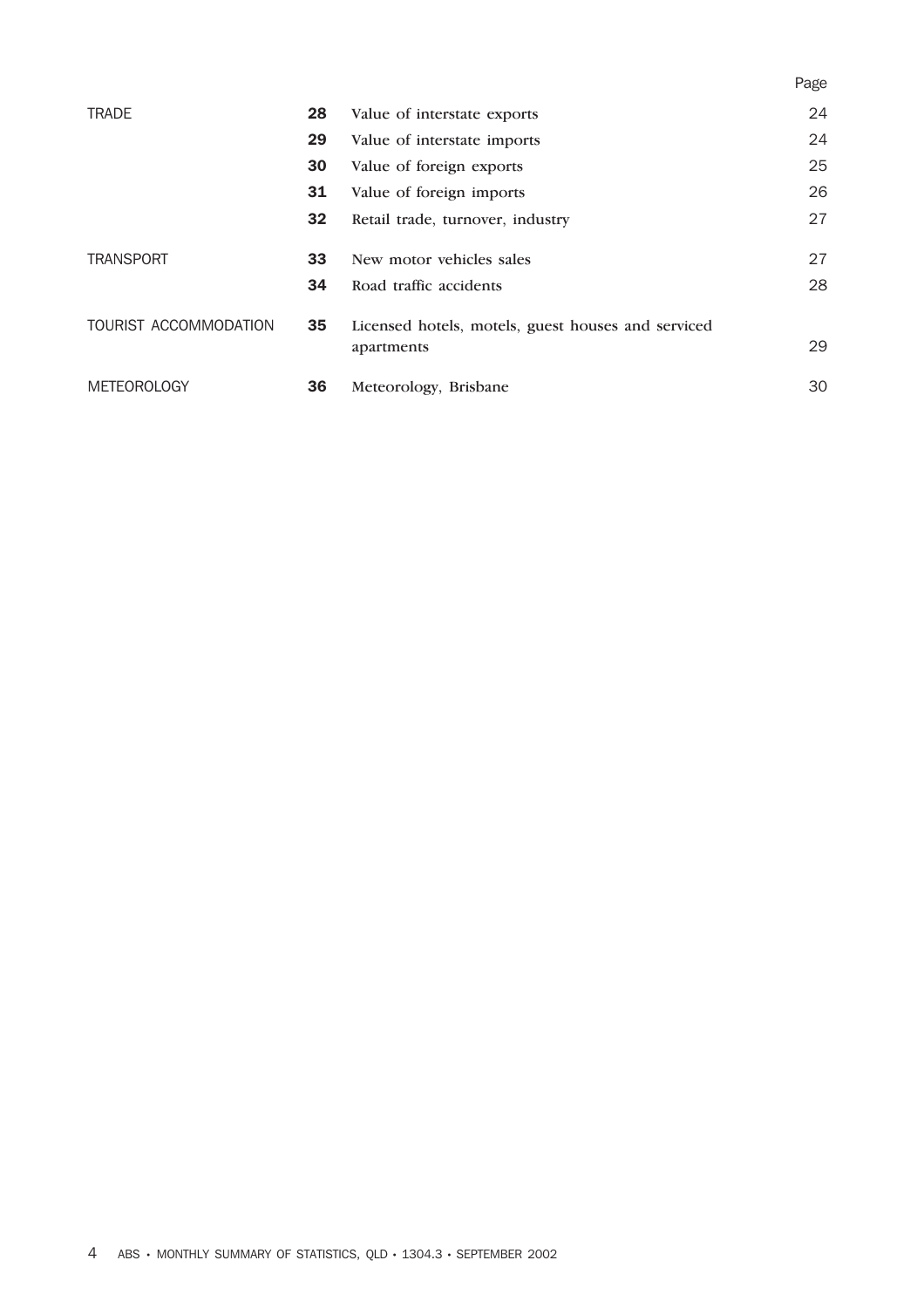| | | | Page |
|---|---|---|---|
| TRADE | **28** | Value of interstate exports | 24 |
| | **29** | Value of interstate imports | 24 |
| | **30** | Value of foreign exports | 25 |
| | **31** | Value of foreign imports | 26 |
| | **32** | Retail trade, turnover, industry | 27 |
| TRANSPORT | **33** | New motor vehicles sales | 27 |
| | **34** | Road traffic accidents | 28 |
| TOURIST ACCOMMODATION | **35** | Licensed hotels, motels, guest houses and serviced apartments | 29 |
| METEOROLOGY | **36** | Meteorology, Brisbane | 30 |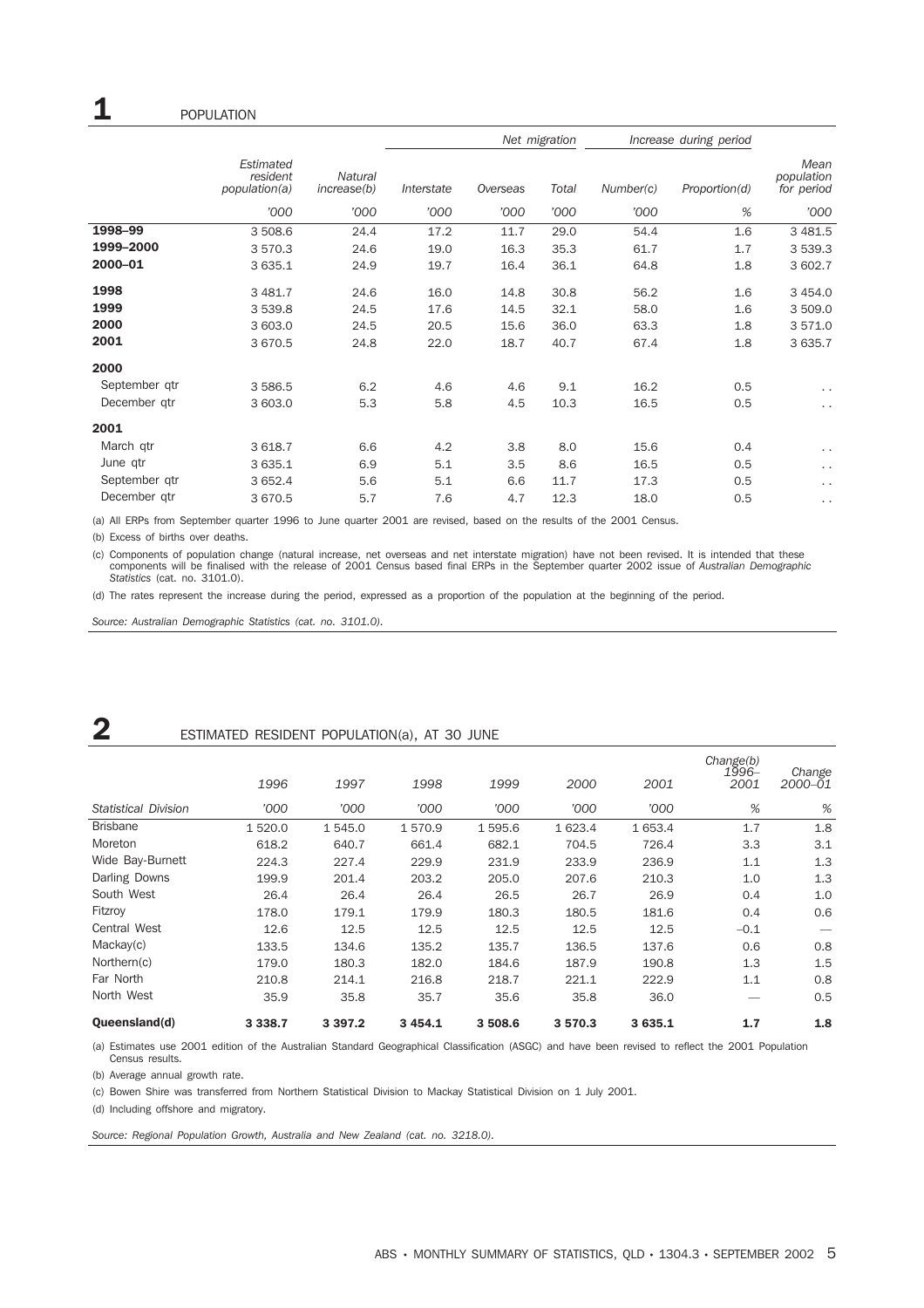## 1 POPULATION

| | Estimated resident population(a) | Natural increase(b) | Net migration | | | Increase during period | | Mean population for period |
|---|---|---|---|---|---|---|---|---|
| | | | Interstate | Overseas | Total | Number(c) | Proportion(d) | |
| | '000 | '000 | '000 | '000 | '000 | '000 | % | '000 |
| **1998–99** | 3 508.6 | 24.4 | 17.2 | 11.7 | 29.0 | 54.4 | 1.6 | 3 481.5 |
| **1999–2000** | 3 570.3 | 24.6 | 19.0 | 16.3 | 35.3 | 61.7 | 1.7 | 3 539.3 |
| **2000–01** | 3 635.1 | 24.9 | 19.7 | 16.4 | 36.1 | 64.8 | 1.8 | 3 602.7 |
| **1998** | 3 481.7 | 24.6 | 16.0 | 14.8 | 30.8 | 56.2 | 1.6 | 3 454.0 |
| **1999** | 3 539.8 | 24.5 | 17.6 | 14.5 | 32.1 | 58.0 | 1.6 | 3 509.0 |
| **2000** | 3 603.0 | 24.5 | 20.5 | 15.6 | 36.0 | 63.3 | 1.8 | 3 571.0 |
| **2001** | 3 670.5 | 24.8 | 22.0 | 18.7 | 40.7 | 67.4 | 1.8 | 3 635.7 |
| **2000** | | | | | | | | |
| September qtr | 3 586.5 | 6.2 | 4.6 | 4.6 | 9.1 | 16.2 | 0.5 | . . |
| December qtr | 3 603.0 | 5.3 | 5.8 | 4.5 | 10.3 | 16.5 | 0.5 | . . |
| **2001** | | | | | | | | |
| March qtr | 3 618.7 | 6.6 | 4.2 | 3.8 | 8.0 | 15.6 | 0.4 | . . |
| June qtr | 3 635.1 | 6.9 | 5.1 | 3.5 | 8.6 | 16.5 | 0.5 | . . |
| September qtr | 3 652.4 | 5.6 | 5.1 | 6.6 | 11.7 | 17.3 | 0.5 | . . |
| December qtr | 3 670.5 | 5.7 | 7.6 | 4.7 | 12.3 | 18.0 | 0.5 | . . |

(a) All ERPs from September quarter 1996 to June quarter 2001 are revised, based on the results of the 2001 Census.

(b) Excess of births over deaths.

(c) Components of population change (natural increase, net overseas and net interstate migration) have not been revised. It is intended that these components will be finalised with the release of 2001 Census based final ERPs in the September quarter 2002 issue of *Australian Demographic Statistics* (cat. no. 3101.0).

(d) The rates represent the increase during the period, expressed as a proportion of the population at the beginning of the period.

*Source: Australian Demographic Statistics (cat. no. 3101.0).*

## 2 ESTIMATED RESIDENT POPULATION(a), AT 30 JUNE

| | 1996 | 1997 | 1998 | 1999 | 2000 | 2001 | Change(b) 1996–2001 | Change 2000–01 |
|---|---|---|---|---|---|---|---|---|
| *Statistical Division* | '000 | '000 | '000 | '000 | '000 | '000 | % | % |
| Brisbane | 1 520.0 | 1 545.0 | 1 570.9 | 1 595.6 | 1 623.4 | 1 653.4 | 1.7 | 1.8 |
| Moreton | 618.2 | 640.7 | 661.4 | 682.1 | 704.5 | 726.4 | 3.3 | 3.1 |
| Wide Bay-Burnett | 224.3 | 227.4 | 229.9 | 231.9 | 233.9 | 236.9 | 1.1 | 1.3 |
| Darling Downs | 199.9 | 201.4 | 203.2 | 205.0 | 207.6 | 210.3 | 1.0 | 1.3 |
| South West | 26.4 | 26.4 | 26.4 | 26.5 | 26.7 | 26.9 | 0.4 | 1.0 |
| Fitzroy | 178.0 | 179.1 | 179.9 | 180.3 | 180.5 | 181.6 | 0.4 | 0.6 |
| Central West | 12.6 | 12.5 | 12.5 | 12.5 | 12.5 | 12.5 | –0.1 | — |
| Mackay(c) | 133.5 | 134.6 | 135.2 | 135.7 | 136.5 | 137.6 | 0.6 | 0.8 |
| Northern(c) | 179.0 | 180.3 | 182.0 | 184.6 | 187.9 | 190.8 | 1.3 | 1.5 |
| Far North | 210.8 | 214.1 | 216.8 | 218.7 | 221.1 | 222.9 | 1.1 | 0.8 |
| North West | 35.9 | 35.8 | 35.7 | 35.6 | 35.8 | 36.0 | — | 0.5 |
| **Queensland(d)** | **3 338.7** | **3 397.2** | **3 454.1** | **3 508.6** | **3 570.3** | **3 635.1** | **1.7** | **1.8** |

(a) Estimates use 2001 edition of the Australian Standard Geographical Classification (ASGC) and have been revised to reflect the 2001 Population Census results.

(b) Average annual growth rate.

(c) Bowen Shire was transferred from Northern Statistical Division to Mackay Statistical Division on 1 July 2001.

(d) Including offshore and migratory.

*Source: Regional Population Growth, Australia and New Zealand (cat. no. 3218.0).*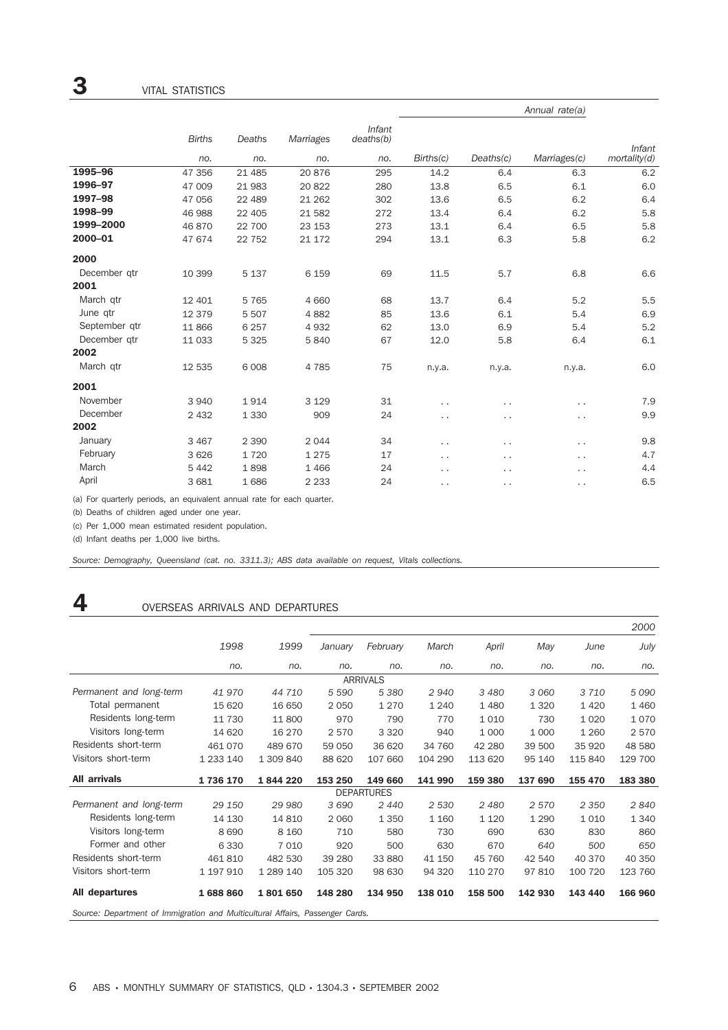## 3 VITAL STATISTICS

| | Births | Deaths | Marriages | Infant deaths(b) | Annual rate(a) | | | |
|---|---|---|---|---|---|---|---|---|
| | no. | no. | no. | no. | Births(c) | Deaths(c) | Marriages(c) | Infant mortality(d) |
| **1995–96** | 47 356 | 21 485 | 20 876 | 295 | 14.2 | 6.4 | 6.3 | 6.2 |
| **1996–97** | 47 009 | 21 983 | 20 822 | 280 | 13.8 | 6.5 | 6.1 | 6.0 |
| **1997–98** | 47 056 | 22 489 | 21 262 | 302 | 13.6 | 6.5 | 6.2 | 6.4 |
| **1998–99** | 46 988 | 22 405 | 21 582 | 272 | 13.4 | 6.4 | 6.2 | 5.8 |
| **1999–2000** | 46 870 | 22 700 | 23 153 | 273 | 13.1 | 6.4 | 6.5 | 5.8 |
| **2000–01** | 47 674 | 22 752 | 21 172 | 294 | 13.1 | 6.3 | 5.8 | 6.2 |
| **2000** | | | | | | | | |
| December qtr | 10 399 | 5 137 | 6 159 | 69 | 11.5 | 5.7 | 6.8 | 6.6 |
| **2001** | | | | | | | | |
| March qtr | 12 401 | 5 765 | 4 660 | 68 | 13.7 | 6.4 | 5.2 | 5.5 |
| June qtr | 12 379 | 5 507 | 4 882 | 85 | 13.6 | 6.1 | 5.4 | 6.9 |
| September qtr | 11 866 | 6 257 | 4 932 | 62 | 13.0 | 6.9 | 5.4 | 5.2 |
| December qtr | 11 033 | 5 325 | 5 840 | 67 | 12.0 | 5.8 | 6.4 | 6.1 |
| **2002** | | | | | | | | |
| March qtr | 12 535 | 6 008 | 4 785 | 75 | n.y.a. | n.y.a. | n.y.a. | 6.0 |
| **2001** | | | | | | | | |
| November | 3 940 | 1 914 | 3 129 | 31 | . . | . . | . . | 7.9 |
| December | 2 432 | 1 330 | 909 | 24 | . . | . . | . . | 9.9 |
| **2002** | | | | | | | | |
| January | 3 467 | 2 390 | 2 044 | 34 | . . | . . | . . | 9.8 |
| February | 3 626 | 1 720 | 1 275 | 17 | . . | . . | . . | 4.7 |
| March | 5 442 | 1 898 | 1 466 | 24 | . . | . . | . . | 4.4 |
| April | 3 681 | 1 686 | 2 233 | 24 | . . | . . | . . | 6.5 |

(a) For quarterly periods, an equivalent annual rate for each quarter.

(b) Deaths of children aged under one year.

(c) Per 1,000 mean estimated resident population.

(d) Infant deaths per 1,000 live births.

*Source: Demography, Queensland (cat. no. 3311.3); ABS data available on request, Vitals collections.*

## 4 OVERSEAS ARRIVALS AND DEPARTURES

| | 1998 | 1999 | 2000 January | February | March | April | May | June | July |
|---|---|---|---|---|---|---|---|---|---|
| | no. | no. | no. | no. | no. | no. | no. | no. | no. |
| | | | | ARRIVALS | | | | | |
| *Permanent and long-term* | *41 970* | *44 710* | *5 590* | *5 380* | *2 940* | *3 480* | *3 060* | *3 710* | *5 090* |
| Total permanent | 15 620 | 16 650 | 2 050 | 1 270 | 1 240 | 1 480 | 1 320 | 1 420 | 1 460 |
| Residents long-term | 11 730 | 11 800 | 970 | 790 | 770 | 1 010 | 730 | 1 020 | 1 070 |
| Visitors long-term | 14 620 | 16 270 | 2 570 | 3 320 | 940 | 1 000 | 1 000 | 1 260 | 2 570 |
| Residents short-term | 461 070 | 489 670 | 59 050 | 36 620 | 34 760 | 42 280 | 39 500 | 35 920 | 48 580 |
| Visitors short-term | 1 233 140 | 1 309 840 | 88 620 | 107 660 | 104 290 | 113 620 | 95 140 | 115 840 | 129 700 |
| **All arrivals** | **1 736 170** | **1 844 220** | **153 250** | **149 660** | **141 990** | **159 380** | **137 690** | **155 470** | **183 380** |
| | | | | DEPARTURES | | | | | |
| *Permanent and long-term* | *29 150* | *29 980* | *3 690* | *2 440* | *2 530* | *2 480* | *2 570* | *2 350* | *2 840* |
| Residents long-term | 14 130 | 14 810 | 2 060 | 1 350 | 1 160 | 1 120 | 1 290 | 1 010 | 1 340 |
| Visitors long-term | 8 690 | 8 160 | 710 | 580 | 730 | 690 | 630 | 830 | 860 |
| Former and other | 6 330 | 7 010 | 920 | 500 | 630 | 670 | 640 | 500 | 650 |
| Residents short-term | 461 810 | 482 530 | 39 280 | 33 880 | 41 150 | 45 760 | 42 540 | 40 370 | 40 350 |
| Visitors short-term | 1 197 910 | 1 289 140 | 105 320 | 98 630 | 94 320 | 110 270 | 97 810 | 100 720 | 123 760 |
| **All departures** | **1 688 860** | **1 801 650** | **148 280** | **134 950** | **138 010** | **158 500** | **142 930** | **143 440** | **166 960** |

*Source: Department of Immigration and Multicultural Affairs, Passenger Cards.*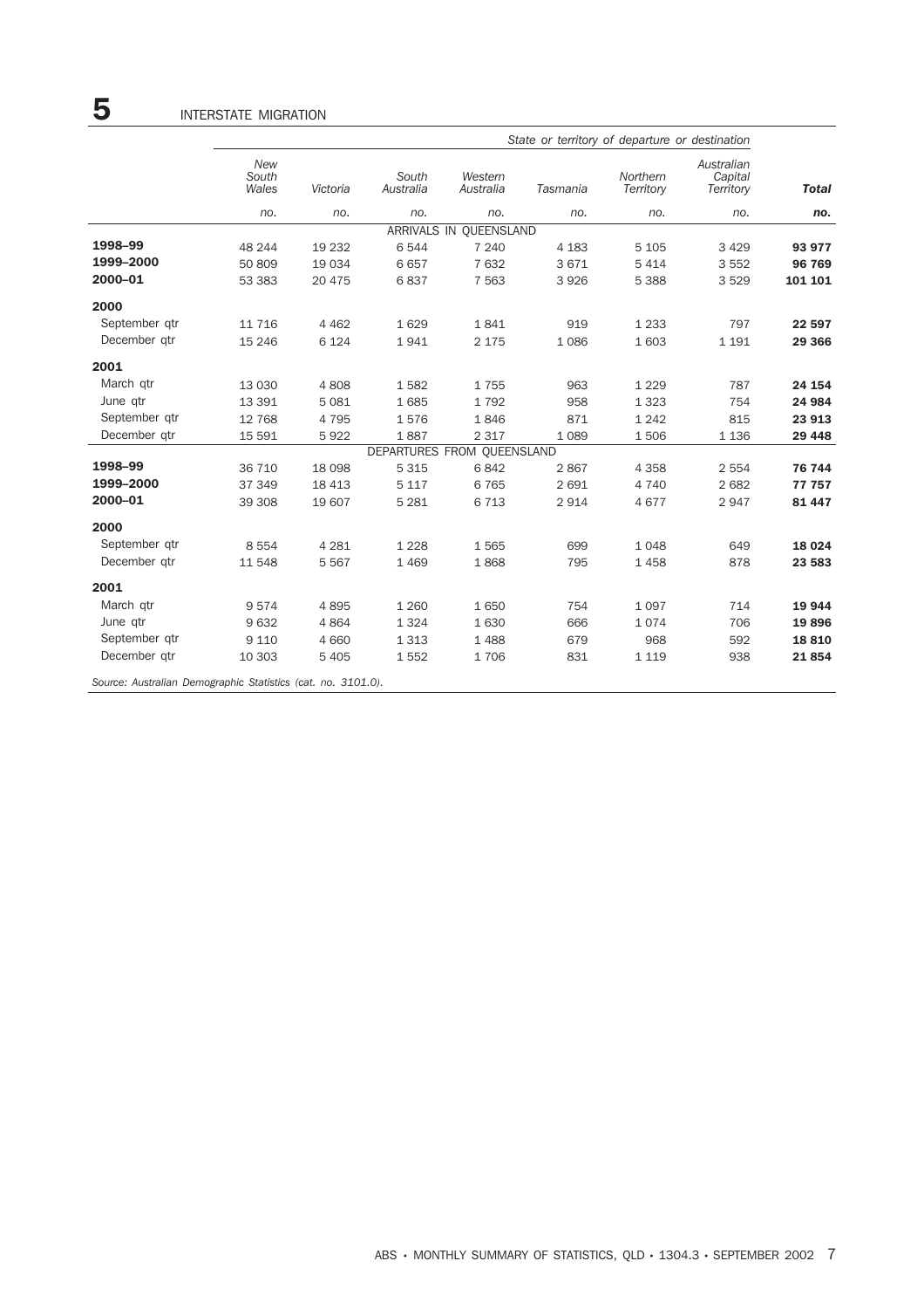# 5 INTERSTATE MIGRATION

| | State or territory of departure or destination | | | | | | | |
|---|---|---|---|---|---|---|---|---|
| | New South Wales | Victoria | South Australia | Western Australia | Tasmania | Northern Territory | Australian Capital Territory | **Total** |
| | no. | no. | no. | no. | no. | no. | no. | **no.** |
| | | | | ARRIVALS IN QUEENSLAND | | | | |
| **1998–99** | 48 244 | 19 232 | 6 544 | 7 240 | 4 183 | 5 105 | 3 429 | **93 977** |
| **1999–2000** | 50 809 | 19 034 | 6 657 | 7 632 | 3 671 | 5 414 | 3 552 | **96 769** |
| **2000–01** | 53 383 | 20 475 | 6 837 | 7 563 | 3 926 | 5 388 | 3 529 | **101 101** |
| **2000** | | | | | | | | |
| September qtr | 11 716 | 4 462 | 1 629 | 1 841 | 919 | 1 233 | 797 | **22 597** |
| December qtr | 15 246 | 6 124 | 1 941 | 2 175 | 1 086 | 1 603 | 1 191 | **29 366** |
| **2001** | | | | | | | | |
| March qtr | 13 030 | 4 808 | 1 582 | 1 755 | 963 | 1 229 | 787 | **24 154** |
| June qtr | 13 391 | 5 081 | 1 685 | 1 792 | 958 | 1 323 | 754 | **24 984** |
| September qtr | 12 768 | 4 795 | 1 576 | 1 846 | 871 | 1 242 | 815 | **23 913** |
| December qtr | 15 591 | 5 922 | 1 887 | 2 317 | 1 089 | 1 506 | 1 136 | **29 448** |
| | | | | DEPARTURES FROM QUEENSLAND | | | | |
| **1998–99** | 36 710 | 18 098 | 5 315 | 6 842 | 2 867 | 4 358 | 2 554 | **76 744** |
| **1999–2000** | 37 349 | 18 413 | 5 117 | 6 765 | 2 691 | 4 740 | 2 682 | **77 757** |
| **2000–01** | 39 308 | 19 607 | 5 281 | 6 713 | 2 914 | 4 677 | 2 947 | **81 447** |
| **2000** | | | | | | | | |
| September qtr | 8 554 | 4 281 | 1 228 | 1 565 | 699 | 1 048 | 649 | **18 024** |
| December qtr | 11 548 | 5 567 | 1 469 | 1 868 | 795 | 1 458 | 878 | **23 583** |
| **2001** | | | | | | | | |
| March qtr | 9 574 | 4 895 | 1 260 | 1 650 | 754 | 1 097 | 714 | **19 944** |
| June qtr | 9 632 | 4 864 | 1 324 | 1 630 | 666 | 1 074 | 706 | **19 896** |
| September qtr | 9 110 | 4 660 | 1 313 | 1 488 | 679 | 968 | 592 | **18 810** |
| December qtr | 10 303 | 5 405 | 1 552 | 1 706 | 831 | 1 119 | 938 | **21 854** |

*Source: Australian Demographic Statistics (cat. no. 3101.0).*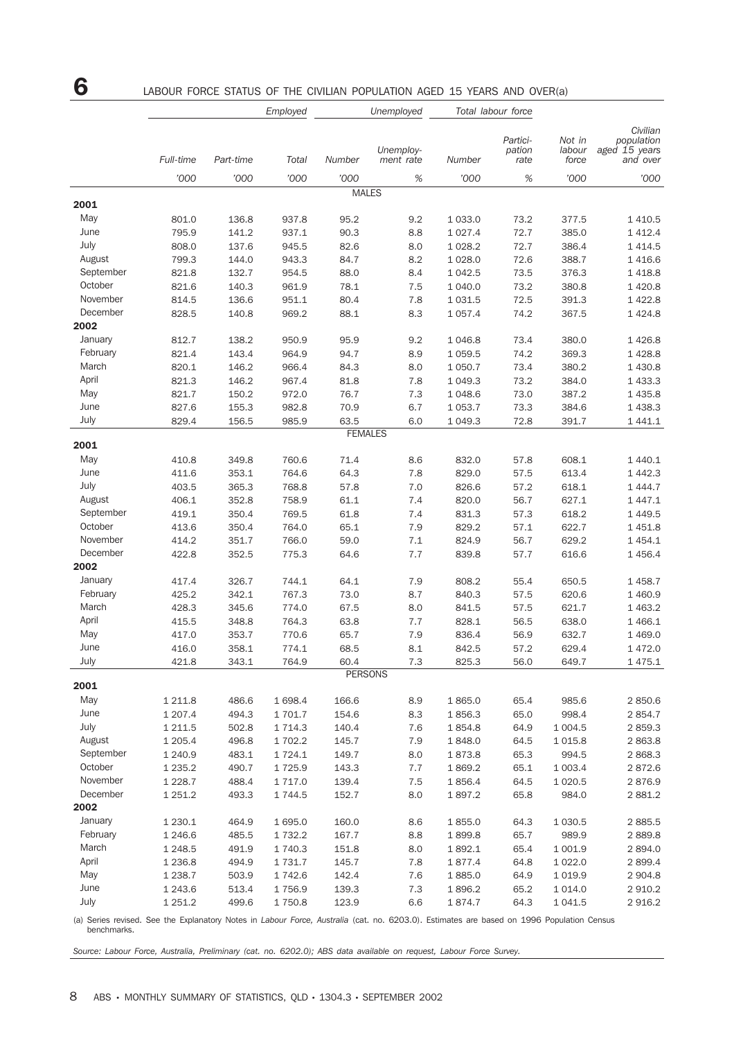# 6 LABOUR FORCE STATUS OF THE CIVILIAN POPULATION AGED 15 YEARS AND OVER(a)

| | Employed | | | Unemployed | | Total labour force | | | |
|---|---|---|---|---|---|---|---|---|---|
| | Full-time | Part-time | Total | Number | Unemploy-ment rate | Number | Partici-pation rate | Not in labour force | Civilian population aged 15 years and over |
| | '000 | '000 | '000 | '000 | % | '000 | % | '000 | '000 |
| **MALES** | | | | | | | | | |
| **2001** | | | | | | | | | |
| May | 801.0 | 136.8 | 937.8 | 95.2 | 9.2 | 1 033.0 | 73.2 | 377.5 | 1 410.5 |
| June | 795.9 | 141.2 | 937.1 | 90.3 | 8.8 | 1 027.4 | 72.7 | 385.0 | 1 412.4 |
| July | 808.0 | 137.6 | 945.5 | 82.6 | 8.0 | 1 028.2 | 72.7 | 386.4 | 1 414.5 |
| August | 799.3 | 144.0 | 943.3 | 84.7 | 8.2 | 1 028.0 | 72.6 | 388.7 | 1 416.6 |
| September | 821.8 | 132.7 | 954.5 | 88.0 | 8.4 | 1 042.5 | 73.5 | 376.3 | 1 418.8 |
| October | 821.6 | 140.3 | 961.9 | 78.1 | 7.5 | 1 040.0 | 73.2 | 380.8 | 1 420.8 |
| November | 814.5 | 136.6 | 951.1 | 80.4 | 7.8 | 1 031.5 | 72.5 | 391.3 | 1 422.8 |
| December | 828.5 | 140.8 | 969.2 | 88.1 | 8.3 | 1 057.4 | 74.2 | 367.5 | 1 424.8 |
| **2002** | | | | | | | | | |
| January | 812.7 | 138.2 | 950.9 | 95.9 | 9.2 | 1 046.8 | 73.4 | 380.0 | 1 426.8 |
| February | 821.4 | 143.4 | 964.9 | 94.7 | 8.9 | 1 059.5 | 74.2 | 369.3 | 1 428.8 |
| March | 820.1 | 146.2 | 966.4 | 84.3 | 8.0 | 1 050.7 | 73.4 | 380.2 | 1 430.8 |
| April | 821.3 | 146.2 | 967.4 | 81.8 | 7.8 | 1 049.3 | 73.2 | 384.0 | 1 433.3 |
| May | 821.7 | 150.2 | 972.0 | 76.7 | 7.3 | 1 048.6 | 73.0 | 387.2 | 1 435.8 |
| June | 827.6 | 155.3 | 982.8 | 70.9 | 6.7 | 1 053.7 | 73.3 | 384.6 | 1 438.3 |
| July | 829.4 | 156.5 | 985.9 | 63.5 | 6.0 | 1 049.3 | 72.8 | 391.7 | 1 441.1 |
| **FEMALES** | | | | | | | | | |
| **2001** | | | | | | | | | |
| May | 410.8 | 349.8 | 760.6 | 71.4 | 8.6 | 832.0 | 57.8 | 608.1 | 1 440.1 |
| June | 411.6 | 353.1 | 764.6 | 64.3 | 7.8 | 829.0 | 57.5 | 613.4 | 1 442.3 |
| July | 403.5 | 365.3 | 768.8 | 57.8 | 7.0 | 826.6 | 57.2 | 618.1 | 1 444.7 |
| August | 406.1 | 352.8 | 758.9 | 61.1 | 7.4 | 820.0 | 56.7 | 627.1 | 1 447.1 |
| September | 419.1 | 350.4 | 769.5 | 61.8 | 7.4 | 831.3 | 57.3 | 618.2 | 1 449.5 |
| October | 413.6 | 350.4 | 764.0 | 65.1 | 7.9 | 829.2 | 57.1 | 622.7 | 1 451.8 |
| November | 414.2 | 351.7 | 766.0 | 59.0 | 7.1 | 824.9 | 56.7 | 629.2 | 1 454.1 |
| December | 422.8 | 352.5 | 775.3 | 64.6 | 7.7 | 839.8 | 57.7 | 616.6 | 1 456.4 |
| **2002** | | | | | | | | | |
| January | 417.4 | 326.7 | 744.1 | 64.1 | 7.9 | 808.2 | 55.4 | 650.5 | 1 458.7 |
| February | 425.2 | 342.1 | 767.3 | 73.0 | 8.7 | 840.3 | 57.5 | 620.6 | 1 460.9 |
| March | 428.3 | 345.6 | 774.0 | 67.5 | 8.0 | 841.5 | 57.5 | 621.7 | 1 463.2 |
| April | 415.5 | 348.8 | 764.3 | 63.8 | 7.7 | 828.1 | 56.5 | 638.0 | 1 466.1 |
| May | 417.0 | 353.7 | 770.6 | 65.7 | 7.9 | 836.4 | 56.9 | 632.7 | 1 469.0 |
| June | 416.0 | 358.1 | 774.1 | 68.5 | 8.1 | 842.5 | 57.2 | 629.4 | 1 472.0 |
| July | 421.8 | 343.1 | 764.9 | 60.4 | 7.3 | 825.3 | 56.0 | 649.7 | 1 475.1 |
| **PERSONS** | | | | | | | | | |
| **2001** | | | | | | | | | |
| May | 1 211.8 | 486.6 | 1 698.4 | 166.6 | 8.9 | 1 865.0 | 65.4 | 985.6 | 2 850.6 |
| June | 1 207.4 | 494.3 | 1 701.7 | 154.6 | 8.3 | 1 856.3 | 65.0 | 998.4 | 2 854.7 |
| July | 1 211.5 | 502.8 | 1 714.3 | 140.4 | 7.6 | 1 854.8 | 64.9 | 1 004.5 | 2 859.3 |
| August | 1 205.4 | 496.8 | 1 702.2 | 145.7 | 7.9 | 1 848.0 | 64.5 | 1 015.8 | 2 863.8 |
| September | 1 240.9 | 483.1 | 1 724.1 | 149.7 | 8.0 | 1 873.8 | 65.3 | 994.5 | 2 868.3 |
| October | 1 235.2 | 490.7 | 1 725.9 | 143.3 | 7.7 | 1 869.2 | 65.1 | 1 003.4 | 2 872.6 |
| November | 1 228.7 | 488.4 | 1 717.0 | 139.4 | 7.5 | 1 856.4 | 64.5 | 1 020.5 | 2 876.9 |
| December | 1 251.2 | 493.3 | 1 744.5 | 152.7 | 8.0 | 1 897.2 | 65.8 | 984.0 | 2 881.2 |
| **2002** | | | | | | | | | |
| January | 1 230.1 | 464.9 | 1 695.0 | 160.0 | 8.6 | 1 855.0 | 64.3 | 1 030.5 | 2 885.5 |
| February | 1 246.6 | 485.5 | 1 732.2 | 167.7 | 8.8 | 1 899.8 | 65.7 | 989.9 | 2 889.8 |
| March | 1 248.5 | 491.9 | 1 740.3 | 151.8 | 8.0 | 1 892.1 | 65.4 | 1 001.9 | 2 894.0 |
| April | 1 236.8 | 494.9 | 1 731.7 | 145.7 | 7.8 | 1 877.4 | 64.8 | 1 022.0 | 2 899.4 |
| May | 1 238.7 | 503.9 | 1 742.6 | 142.4 | 7.6 | 1 885.0 | 64.9 | 1 019.9 | 2 904.8 |
| June | 1 243.6 | 513.4 | 1 756.9 | 139.3 | 7.3 | 1 896.2 | 65.2 | 1 014.0 | 2 910.2 |
| July | 1 251.2 | 499.6 | 1 750.8 | 123.9 | 6.6 | 1 874.7 | 64.3 | 1 041.5 | 2 916.2 |

(a) Series revised. See the Explanatory Notes in *Labour Force, Australia* (cat. no. 6203.0). Estimates are based on 1996 Population Census benchmarks.

*Source: Labour Force, Australia, Preliminary (cat. no. 6202.0); ABS data available on request, Labour Force Survey.*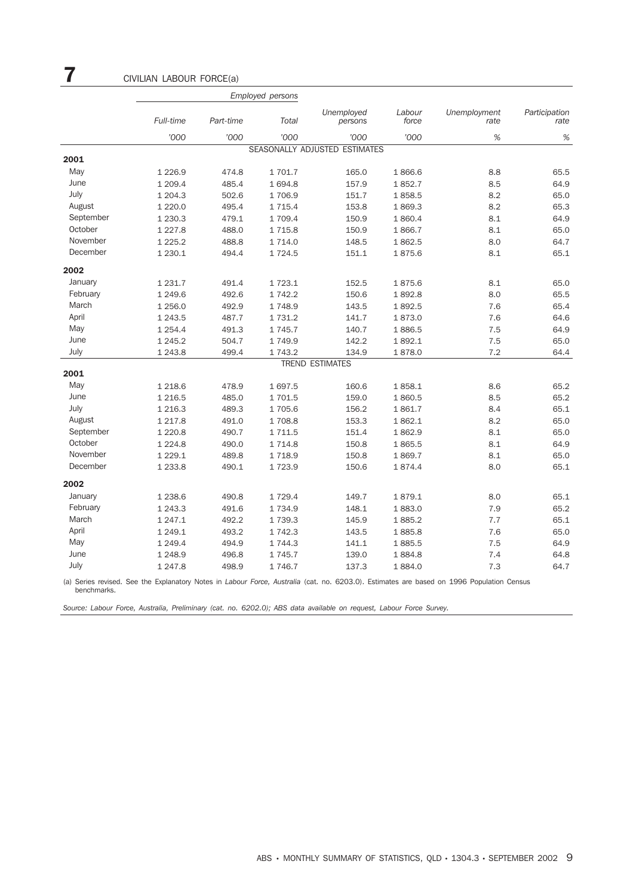# 7 CIVILIAN LABOUR FORCE(a)

| | Employed persons | | | | | | |
|---|---|---|---|---|---|---|---|
| | *Full-time* | *Part-time* | *Total* | *Unemployed persons* | *Labour force* | *Unemployment rate* | *Participation rate* |
| | *'000* | *'000* | *'000* | *'000* | *'000* | *%* | *%* |
| | | | SEASONALLY ADJUSTED ESTIMATES | | | | |
| **2001** | | | | | | | |
| May | 1 226.9 | 474.8 | 1 701.7 | 165.0 | 1 866.6 | 8.8 | 65.5 |
| June | 1 209.4 | 485.4 | 1 694.8 | 157.9 | 1 852.7 | 8.5 | 64.9 |
| July | 1 204.3 | 502.6 | 1 706.9 | 151.7 | 1 858.5 | 8.2 | 65.0 |
| August | 1 220.0 | 495.4 | 1 715.4 | 153.8 | 1 869.3 | 8.2 | 65.3 |
| September | 1 230.3 | 479.1 | 1 709.4 | 150.9 | 1 860.4 | 8.1 | 64.9 |
| October | 1 227.8 | 488.0 | 1 715.8 | 150.9 | 1 866.7 | 8.1 | 65.0 |
| November | 1 225.2 | 488.8 | 1 714.0 | 148.5 | 1 862.5 | 8.0 | 64.7 |
| December | 1 230.1 | 494.4 | 1 724.5 | 151.1 | 1 875.6 | 8.1 | 65.1 |
| **2002** | | | | | | | |
| January | 1 231.7 | 491.4 | 1 723.1 | 152.5 | 1 875.6 | 8.1 | 65.0 |
| February | 1 249.6 | 492.6 | 1 742.2 | 150.6 | 1 892.8 | 8.0 | 65.5 |
| March | 1 256.0 | 492.9 | 1 748.9 | 143.5 | 1 892.5 | 7.6 | 65.4 |
| April | 1 243.5 | 487.7 | 1 731.2 | 141.7 | 1 873.0 | 7.6 | 64.6 |
| May | 1 254.4 | 491.3 | 1 745.7 | 140.7 | 1 886.5 | 7.5 | 64.9 |
| June | 1 245.2 | 504.7 | 1 749.9 | 142.2 | 1 892.1 | 7.5 | 65.0 |
| July | 1 243.8 | 499.4 | 1 743.2 | 134.9 | 1 878.0 | 7.2 | 64.4 |
| | | | TREND ESTIMATES | | | | |
| **2001** | | | | | | | |
| May | 1 218.6 | 478.9 | 1 697.5 | 160.6 | 1 858.1 | 8.6 | 65.2 |
| June | 1 216.5 | 485.0 | 1 701.5 | 159.0 | 1 860.5 | 8.5 | 65.2 |
| July | 1 216.3 | 489.3 | 1 705.6 | 156.2 | 1 861.7 | 8.4 | 65.1 |
| August | 1 217.8 | 491.0 | 1 708.8 | 153.3 | 1 862.1 | 8.2 | 65.0 |
| September | 1 220.8 | 490.7 | 1 711.5 | 151.4 | 1 862.9 | 8.1 | 65.0 |
| October | 1 224.8 | 490.0 | 1 714.8 | 150.8 | 1 865.5 | 8.1 | 64.9 |
| November | 1 229.1 | 489.8 | 1 718.9 | 150.8 | 1 869.7 | 8.1 | 65.0 |
| December | 1 233.8 | 490.1 | 1 723.9 | 150.6 | 1 874.4 | 8.0 | 65.1 |
| **2002** | | | | | | | |
| January | 1 238.6 | 490.8 | 1 729.4 | 149.7 | 1 879.1 | 8.0 | 65.1 |
| February | 1 243.3 | 491.6 | 1 734.9 | 148.1 | 1 883.0 | 7.9 | 65.2 |
| March | 1 247.1 | 492.2 | 1 739.3 | 145.9 | 1 885.2 | 7.7 | 65.1 |
| April | 1 249.1 | 493.2 | 1 742.3 | 143.5 | 1 885.8 | 7.6 | 65.0 |
| May | 1 249.4 | 494.9 | 1 744.3 | 141.1 | 1 885.5 | 7.5 | 64.9 |
| June | 1 248.9 | 496.8 | 1 745.7 | 139.0 | 1 884.8 | 7.4 | 64.8 |
| July | 1 247.8 | 498.9 | 1 746.7 | 137.3 | 1 884.0 | 7.3 | 64.7 |

(a) Series revised. See the Explanatory Notes in *Labour Force, Australia* (cat. no. 6203.0). Estimates are based on 1996 Population Census benchmarks.

*Source: Labour Force, Australia, Preliminary (cat. no. 6202.0); ABS data available on request, Labour Force Survey.*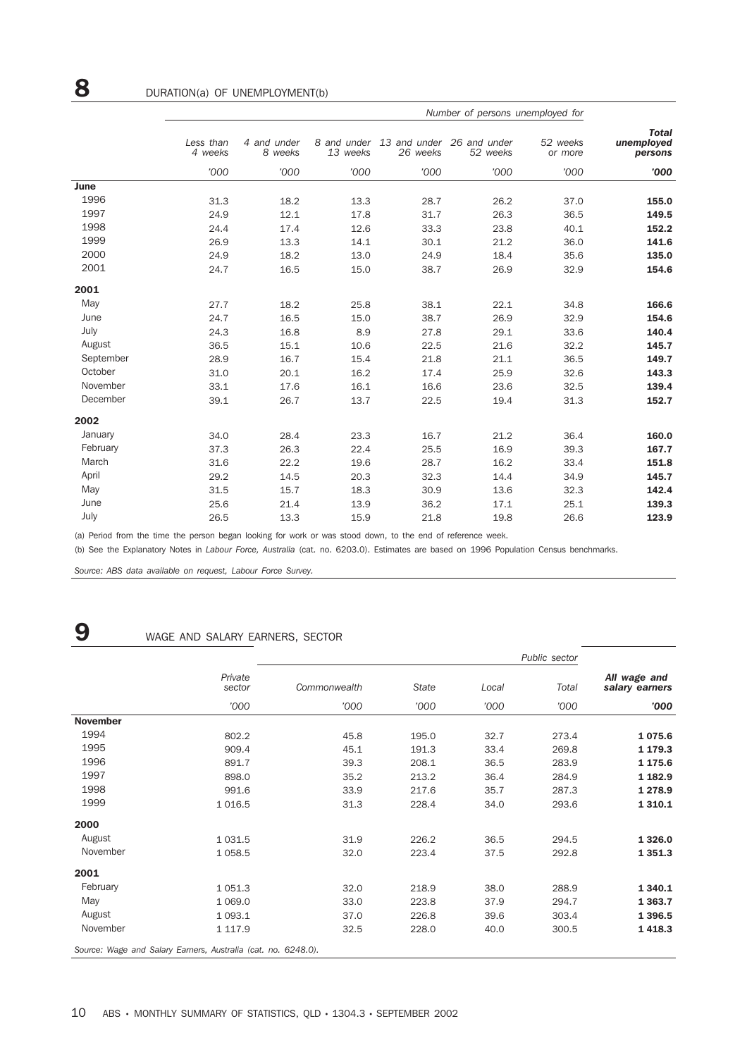## 8 DURATION(a) OF UNEMPLOYMENT(b)

| | *Number of persons unemployed for* | | | | | | |
|---|---|---|---|---|---|---|---|
| | *Less than 4 weeks* | *4 and under 8 weeks* | *8 and under 13 weeks* | *13 and under 26 weeks* | *26 and under 52 weeks* | *52 weeks or more* | ***Total unemployed persons*** |
| | *'000* | *'000* | *'000* | *'000* | *'000* | *'000* | ***'000*** |
| **June** | | | | | | | |
| 1996 | 31.3 | 18.2 | 13.3 | 28.7 | 26.2 | 37.0 | **155.0** |
| 1997 | 24.9 | 12.1 | 17.8 | 31.7 | 26.3 | 36.5 | **149.5** |
| 1998 | 24.4 | 17.4 | 12.6 | 33.3 | 23.8 | 40.1 | **152.2** |
| 1999 | 26.9 | 13.3 | 14.1 | 30.1 | 21.2 | 36.0 | **141.6** |
| 2000 | 24.9 | 18.2 | 13.0 | 24.9 | 18.4 | 35.6 | **135.0** |
| 2001 | 24.7 | 16.5 | 15.0 | 38.7 | 26.9 | 32.9 | **154.6** |
| **2001** | | | | | | | |
| May | 27.7 | 18.2 | 25.8 | 38.1 | 22.1 | 34.8 | **166.6** |
| June | 24.7 | 16.5 | 15.0 | 38.7 | 26.9 | 32.9 | **154.6** |
| July | 24.3 | 16.8 | 8.9 | 27.8 | 29.1 | 33.6 | **140.4** |
| August | 36.5 | 15.1 | 10.6 | 22.5 | 21.6 | 32.2 | **145.7** |
| September | 28.9 | 16.7 | 15.4 | 21.8 | 21.1 | 36.5 | **149.7** |
| October | 31.0 | 20.1 | 16.2 | 17.4 | 25.9 | 32.6 | **143.3** |
| November | 33.1 | 17.6 | 16.1 | 16.6 | 23.6 | 32.5 | **139.4** |
| December | 39.1 | 26.7 | 13.7 | 22.5 | 19.4 | 31.3 | **152.7** |
| **2002** | | | | | | | |
| January | 34.0 | 28.4 | 23.3 | 16.7 | 21.2 | 36.4 | **160.0** |
| February | 37.3 | 26.3 | 22.4 | 25.5 | 16.9 | 39.3 | **167.7** |
| March | 31.6 | 22.2 | 19.6 | 28.7 | 16.2 | 33.4 | **151.8** |
| April | 29.2 | 14.5 | 20.3 | 32.3 | 14.4 | 34.9 | **145.7** |
| May | 31.5 | 15.7 | 18.3 | 30.9 | 13.6 | 32.3 | **142.4** |
| June | 25.6 | 21.4 | 13.9 | 36.2 | 17.1 | 25.1 | **139.3** |
| July | 26.5 | 13.3 | 15.9 | 21.8 | 19.8 | 26.6 | **123.9** |

(a) Period from the time the person began looking for work or was stood down, to the end of reference week.

(b) See the Explanatory Notes in *Labour Force, Australia* (cat. no. 6203.0). Estimates are based on 1996 Population Census benchmarks.

*Source: ABS data available on request, Labour Force Survey.*

## 9 WAGE AND SALARY EARNERS, SECTOR

| | | *Public sector* | | | | |
|---|---|---|---|---|---|---|
| | *Private sector* | *Commonwealth* | *State* | *Local* | *Total* | ***All wage and salary earners*** |
| | *'000* | *'000* | *'000* | *'000* | *'000* | ***'000*** |
| **November** | | | | | | |
| 1994 | 802.2 | 45.8 | 195.0 | 32.7 | 273.4 | **1 075.6** |
| 1995 | 909.4 | 45.1 | 191.3 | 33.4 | 269.8 | **1 179.3** |
| 1996 | 891.7 | 39.3 | 208.1 | 36.5 | 283.9 | **1 175.6** |
| 1997 | 898.0 | 35.2 | 213.2 | 36.4 | 284.9 | **1 182.9** |
| 1998 | 991.6 | 33.9 | 217.6 | 35.7 | 287.3 | **1 278.9** |
| 1999 | 1 016.5 | 31.3 | 228.4 | 34.0 | 293.6 | **1 310.1** |
| **2000** | | | | | | |
| August | 1 031.5 | 31.9 | 226.2 | 36.5 | 294.5 | **1 326.0** |
| November | 1 058.5 | 32.0 | 223.4 | 37.5 | 292.8 | **1 351.3** |
| **2001** | | | | | | |
| February | 1 051.3 | 32.0 | 218.9 | 38.0 | 288.9 | **1 340.1** |
| May | 1 069.0 | 33.0 | 223.8 | 37.9 | 294.7 | **1 363.7** |
| August | 1 093.1 | 37.0 | 226.8 | 39.6 | 303.4 | **1 396.5** |
| November | 1 117.9 | 32.5 | 228.0 | 40.0 | 300.5 | **1 418.3** |

*Source: Wage and Salary Earners, Australia (cat. no. 6248.0).*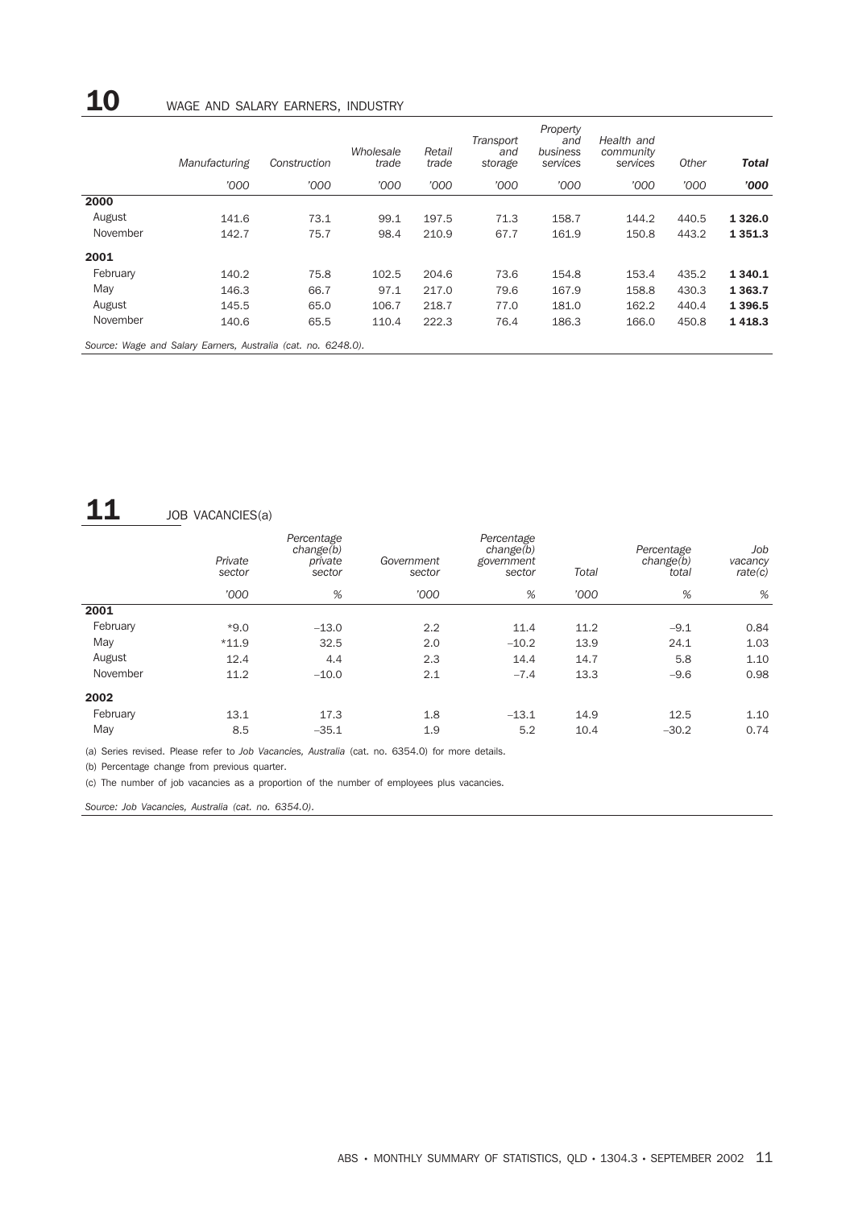## 10 WAGE AND SALARY EARNERS, INDUSTRY

| | *Manufacturing* | *Construction* | *Wholesale trade* | *Retail trade* | *Transport and storage* | *Property and business services* | *Health and community services* | *Other* | ***Total*** |
|---|---|---|---|---|---|---|---|---|---|
| | *'000* | *'000* | *'000* | *'000* | *'000* | *'000* | *'000* | *'000* | ***'000*** |
| **2000** | | | | | | | | | |
| August | 141.6 | 73.1 | 99.1 | 197.5 | 71.3 | 158.7 | 144.2 | 440.5 | **1 326.0** |
| November | 142.7 | 75.7 | 98.4 | 210.9 | 67.7 | 161.9 | 150.8 | 443.2 | **1 351.3** |
| **2001** | | | | | | | | | |
| February | 140.2 | 75.8 | 102.5 | 204.6 | 73.6 | 154.8 | 153.4 | 435.2 | **1 340.1** |
| May | 146.3 | 66.7 | 97.1 | 217.0 | 79.6 | 167.9 | 158.8 | 430.3 | **1 363.7** |
| August | 145.5 | 65.0 | 106.7 | 218.7 | 77.0 | 181.0 | 162.2 | 440.4 | **1 396.5** |
| November | 140.6 | 65.5 | 110.4 | 222.3 | 76.4 | 186.3 | 166.0 | 450.8 | **1 418.3** |

*Source: Wage and Salary Earners, Australia (cat. no. 6248.0).*

## 11 JOB VACANCIES(a)

| | *Private sector* | *Percentage change(b) private sector* | *Government sector* | *Percentage change(b) government sector* | *Total* | *Percentage change(b) total* | *Job vacancy rate(c)* |
|---|---|---|---|---|---|---|---|
| | *'000* | *%* | *'000* | *%* | *'000* | *%* | *%* |
| **2001** | | | | | | | |
| February | *9.0 | −13.0 | 2.2 | 11.4 | 11.2 | −9.1 | 0.84 |
| May | *11.9 | 32.5 | 2.0 | −10.2 | 13.9 | 24.1 | 1.03 |
| August | 12.4 | 4.4 | 2.3 | 14.4 | 14.7 | 5.8 | 1.10 |
| November | 11.2 | −10.0 | 2.1 | −7.4 | 13.3 | −9.6 | 0.98 |
| **2002** | | | | | | | |
| February | 13.1 | 17.3 | 1.8 | −13.1 | 14.9 | 12.5 | 1.10 |
| May | 8.5 | −35.1 | 1.9 | 5.2 | 10.4 | −30.2 | 0.74 |

(a) Series revised. Please refer to *Job Vacancies, Australia* (cat. no. 6354.0) for more details.

(b) Percentage change from previous quarter.

(c) The number of job vacancies as a proportion of the number of employees plus vacancies.

*Source: Job Vacancies, Australia (cat. no. 6354.0).*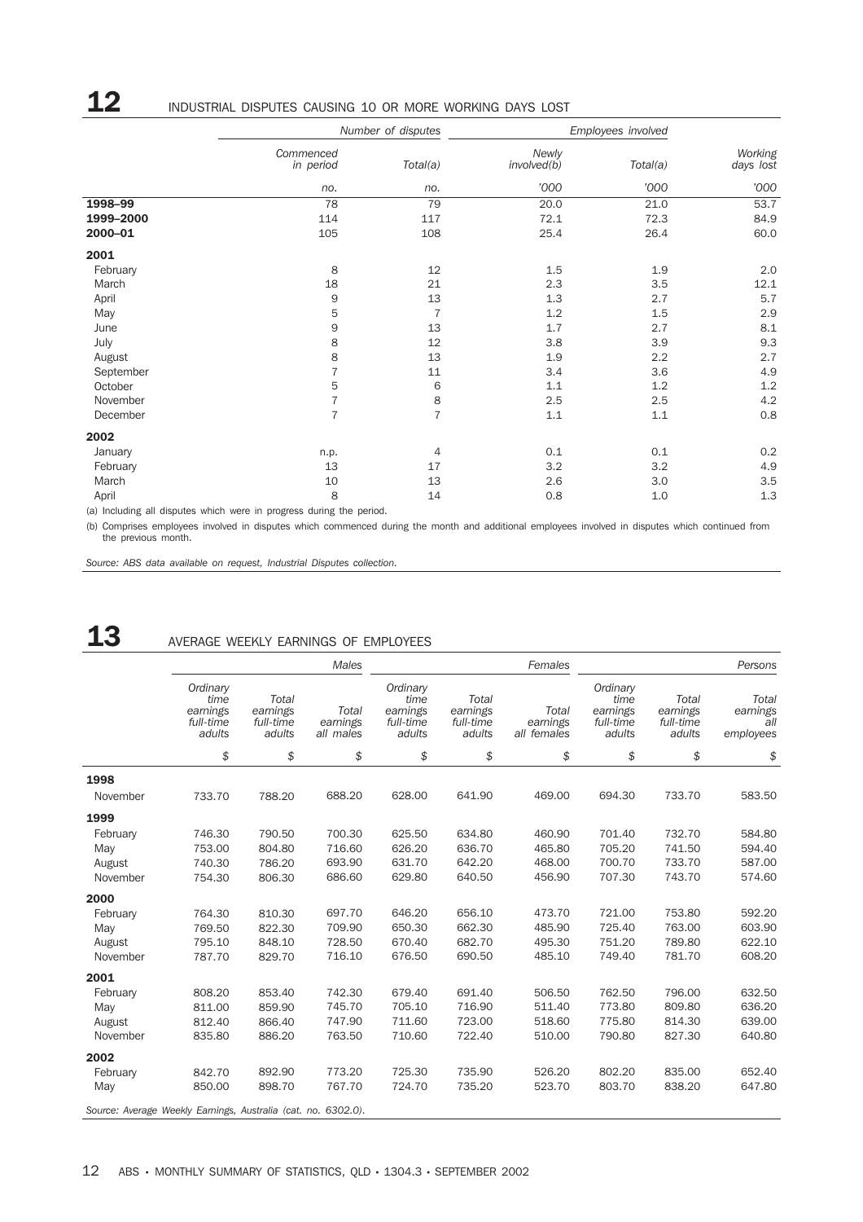## 12 INDUSTRIAL DISPUTES CAUSING 10 OR MORE WORKING DAYS LOST

| | Number of disputes | | Employees involved | | |
|---|---|---|---|---|---|
| | Commenced in period | Total(a) | Newly involved(b) | Total(a) | Working days lost |
| | no. | no. | '000 | '000 | '000 |
| **1998–99** | 78 | 79 | 20.0 | 21.0 | 53.7 |
| **1999–2000** | 114 | 117 | 72.1 | 72.3 | 84.9 |
| **2000–01** | 105 | 108 | 25.4 | 26.4 | 60.0 |
| **2001** | | | | | |
| February | 8 | 12 | 1.5 | 1.9 | 2.0 |
| March | 18 | 21 | 2.3 | 3.5 | 12.1 |
| April | 9 | 13 | 1.3 | 2.7 | 5.7 |
| May | 5 | 7 | 1.2 | 1.5 | 2.9 |
| June | 9 | 13 | 1.7 | 2.7 | 8.1 |
| July | 8 | 12 | 3.8 | 3.9 | 9.3 |
| August | 8 | 13 | 1.9 | 2.2 | 2.7 |
| September | 7 | 11 | 3.4 | 3.6 | 4.9 |
| October | 5 | 6 | 1.1 | 1.2 | 1.2 |
| November | 7 | 8 | 2.5 | 2.5 | 4.2 |
| December | 7 | 7 | 1.1 | 1.1 | 0.8 |
| **2002** | | | | | |
| January | n.p. | 4 | 0.1 | 0.1 | 0.2 |
| February | 13 | 17 | 3.2 | 3.2 | 4.9 |
| March | 10 | 13 | 2.6 | 3.0 | 3.5 |
| April | 8 | 14 | 0.8 | 1.0 | 1.3 |

(a) Including all disputes which were in progress during the period.

(b) Comprises employees involved in disputes which commenced during the month and additional employees involved in disputes which continued from the previous month.

*Source: ABS data available on request, Industrial Disputes collection.*

## 13 AVERAGE WEEKLY EARNINGS OF EMPLOYEES

| | Males | | | Females | | | Persons | | |
|---|---|---|---|---|---|---|---|---|---|
| | Ordinary time earnings full-time adults | Total earnings full-time adults | Total earnings all males | Ordinary time earnings full-time adults | Total earnings full-time adults | Total earnings all females | Ordinary time earnings full-time adults | Total earnings full-time adults | Total earnings all employees |
| | $ | $ | $ | $ | $ | $ | $ | $ | $ |
| **1998** | | | | | | | | | |
| November | 733.70 | 788.20 | 688.20 | 628.00 | 641.90 | 469.00 | 694.30 | 733.70 | 583.50 |
| **1999** | | | | | | | | | |
| February | 746.30 | 790.50 | 700.30 | 625.50 | 634.80 | 460.90 | 701.40 | 732.70 | 584.80 |
| May | 753.00 | 804.80 | 716.60 | 626.20 | 636.70 | 465.80 | 705.20 | 741.50 | 594.40 |
| August | 740.30 | 786.20 | 693.90 | 631.70 | 642.20 | 468.00 | 700.70 | 733.70 | 587.00 |
| November | 754.30 | 806.30 | 686.60 | 629.80 | 640.50 | 456.90 | 707.30 | 743.70 | 574.60 |
| **2000** | | | | | | | | | |
| February | 764.30 | 810.30 | 697.70 | 646.20 | 656.10 | 473.70 | 721.00 | 753.80 | 592.20 |
| May | 769.50 | 822.30 | 709.90 | 650.30 | 662.30 | 485.90 | 725.40 | 763.00 | 603.90 |
| August | 795.10 | 848.10 | 728.50 | 670.40 | 682.70 | 495.30 | 751.20 | 789.80 | 622.10 |
| November | 787.70 | 829.70 | 716.10 | 676.50 | 690.50 | 485.10 | 749.40 | 781.70 | 608.20 |
| **2001** | | | | | | | | | |
| February | 808.20 | 853.40 | 742.30 | 679.40 | 691.40 | 506.50 | 762.50 | 796.00 | 632.50 |
| May | 811.00 | 859.90 | 745.70 | 705.10 | 716.90 | 511.40 | 773.80 | 809.80 | 636.20 |
| August | 812.40 | 866.40 | 747.90 | 711.60 | 723.00 | 518.60 | 775.80 | 814.30 | 639.00 |
| November | 835.80 | 886.20 | 763.50 | 710.60 | 722.40 | 510.00 | 790.80 | 827.30 | 640.80 |
| **2002** | | | | | | | | | |
| February | 842.70 | 892.90 | 773.20 | 725.30 | 735.90 | 526.20 | 802.20 | 835.00 | 652.40 |
| May | 850.00 | 898.70 | 767.70 | 724.70 | 735.20 | 523.70 | 803.70 | 838.20 | 647.80 |

*Source: Average Weekly Earnings, Australia (cat. no. 6302.0).*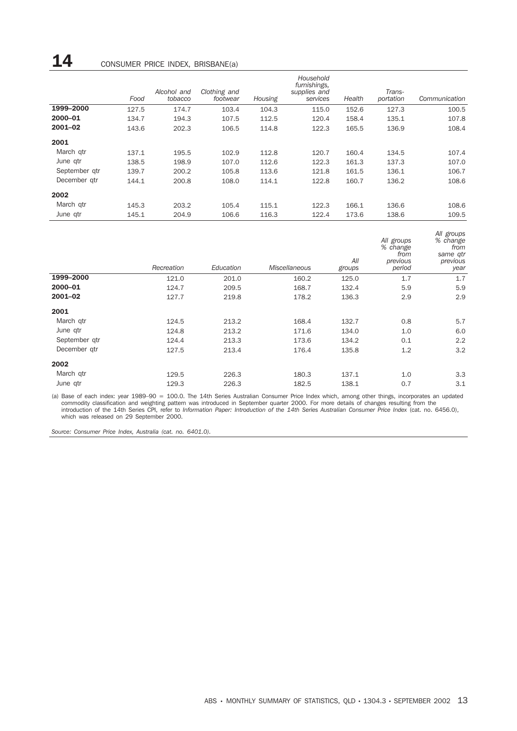## 14 CONSUMER PRICE INDEX, BRISBANE(a)

| | *Food* | *Alcohol and tobacco* | *Clothing and footwear* | *Housing* | *Household furnishings, supplies and services* | *Health* | *Trans-portation* | *Communication* |
|---|---|---|---|---|---|---|---|---|
| **1999–2000** | 127.5 | 174.7 | 103.4 | 104.3 | 115.0 | 152.6 | 127.3 | 100.5 |
| **2000–01** | 134.7 | 194.3 | 107.5 | 112.5 | 120.4 | 158.4 | 135.1 | 107.8 |
| **2001–02** | 143.6 | 202.3 | 106.5 | 114.8 | 122.3 | 165.5 | 136.9 | 108.4 |
| **2001** | | | | | | | | |
| March qtr | 137.1 | 195.5 | 102.9 | 112.8 | 120.7 | 160.4 | 134.5 | 107.4 |
| June qtr | 138.5 | 198.9 | 107.0 | 112.6 | 122.3 | 161.3 | 137.3 | 107.0 |
| September qtr | 139.7 | 200.2 | 105.8 | 113.6 | 121.8 | 161.5 | 136.1 | 106.7 |
| December qtr | 144.1 | 200.8 | 108.0 | 114.1 | 122.8 | 160.7 | 136.2 | 108.6 |
| **2002** | | | | | | | | |
| March qtr | 145.3 | 203.2 | 105.4 | 115.1 | 122.3 | 166.1 | 136.6 | 108.6 |
| June qtr | 145.1 | 204.9 | 106.6 | 116.3 | 122.4 | 173.6 | 138.6 | 109.5 |

| | *Recreation* | *Education* | *Miscellaneous* | *All groups* | *All groups % change from previous period* | *All groups % change from same qtr previous year* |
|---|---|---|---|---|---|---|
| **1999–2000** | 121.0 | 201.0 | 160.2 | 125.0 | 1.7 | 1.7 |
| **2000–01** | 124.7 | 209.5 | 168.7 | 132.4 | 5.9 | 5.9 |
| **2001–02** | 127.7 | 219.8 | 178.2 | 136.3 | 2.9 | 2.9 |
| **2001** | | | | | | |
| March qtr | 124.5 | 213.2 | 168.4 | 132.7 | 0.8 | 5.7 |
| June qtr | 124.8 | 213.2 | 171.6 | 134.0 | 1.0 | 6.0 |
| September qtr | 124.4 | 213.3 | 173.6 | 134.2 | 0.1 | 2.2 |
| December qtr | 127.5 | 213.4 | 176.4 | 135.8 | 1.2 | 3.2 |
| **2002** | | | | | | |
| March qtr | 129.5 | 226.3 | 180.3 | 137.1 | 1.0 | 3.3 |
| June qtr | 129.3 | 226.3 | 182.5 | 138.1 | 0.7 | 3.1 |

(a) Base of each index: year 1989–90 = 100.0. The 14th Series Australian Consumer Price Index which, among other things, incorporates an updated commodity classification and weighting pattern was introduced in September quarter 2000. For more details of changes resulting from the introduction of the 14th Series CPI, refer to *Information Paper: Introduction of the 14th Series Australian Consumer Price Index* (cat. no. 6456.0), which was released on 29 September 2000.

*Source: Consumer Price Index, Australia (cat. no. 6401.0).*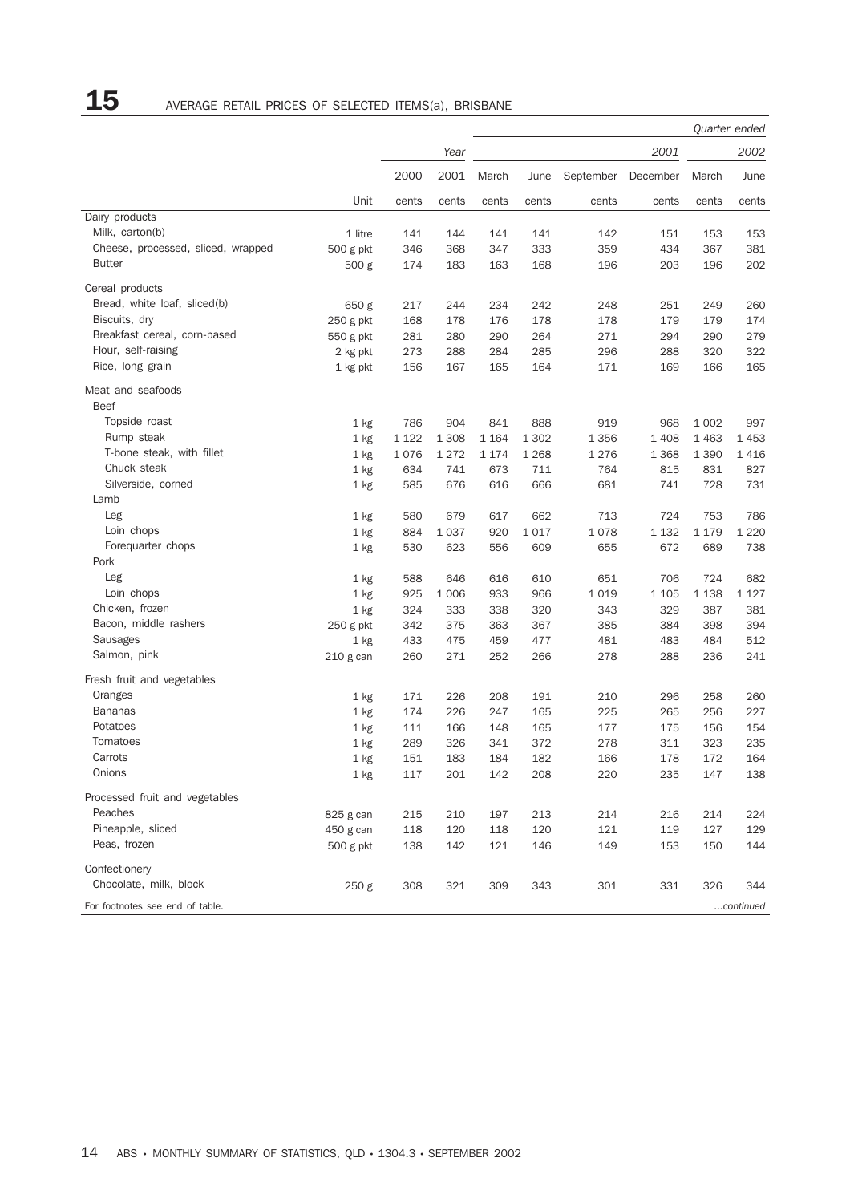# 15 AVERAGE RETAIL PRICES OF SELECTED ITEMS(a), BRISBANE

| | | Year | | Quarter ended | | | | | |
|---|---|---|---|---|---|---|---|---|---|
| | | | | 2001 | | | | 2002 | |
| | | 2000 | 2001 | March | June | September | December | March | June |
| | Unit | cents | cents | cents | cents | cents | cents | cents | cents |
| Dairy products | | | | | | | | | |
| Milk, carton(b) | 1 litre | 141 | 144 | 141 | 141 | 142 | 151 | 153 | 153 |
| Cheese, processed, sliced, wrapped | 500 g pkt | 346 | 368 | 347 | 333 | 359 | 434 | 367 | 381 |
| Butter | 500 g | 174 | 183 | 163 | 168 | 196 | 203 | 196 | 202 |
| Cereal products | | | | | | | | | |
| Bread, white loaf, sliced(b) | 650 g | 217 | 244 | 234 | 242 | 248 | 251 | 249 | 260 |
| Biscuits, dry | 250 g pkt | 168 | 178 | 176 | 178 | 178 | 179 | 179 | 174 |
| Breakfast cereal, corn-based | 550 g pkt | 281 | 280 | 290 | 264 | 271 | 294 | 290 | 279 |
| Flour, self-raising | 2 kg pkt | 273 | 288 | 284 | 285 | 296 | 288 | 320 | 322 |
| Rice, long grain | 1 kg pkt | 156 | 167 | 165 | 164 | 171 | 169 | 166 | 165 |
| Meat and seafoods | | | | | | | | | |
| Beef | | | | | | | | | |
| Topside roast | 1 kg | 786 | 904 | 841 | 888 | 919 | 968 | 1 002 | 997 |
| Rump steak | 1 kg | 1 122 | 1 308 | 1 164 | 1 302 | 1 356 | 1 408 | 1 463 | 1 453 |
| T-bone steak, with fillet | 1 kg | 1 076 | 1 272 | 1 174 | 1 268 | 1 276 | 1 368 | 1 390 | 1 416 |
| Chuck steak | 1 kg | 634 | 741 | 673 | 711 | 764 | 815 | 831 | 827 |
| Silverside, corned | 1 kg | 585 | 676 | 616 | 666 | 681 | 741 | 728 | 731 |
| Lamb | | | | | | | | | |
| Leg | 1 kg | 580 | 679 | 617 | 662 | 713 | 724 | 753 | 786 |
| Loin chops | 1 kg | 884 | 1 037 | 920 | 1 017 | 1 078 | 1 132 | 1 179 | 1 220 |
| Forequarter chops | 1 kg | 530 | 623 | 556 | 609 | 655 | 672 | 689 | 738 |
| Pork | | | | | | | | | |
| Leg | 1 kg | 588 | 646 | 616 | 610 | 651 | 706 | 724 | 682 |
| Loin chops | 1 kg | 925 | 1 006 | 933 | 966 | 1 019 | 1 105 | 1 138 | 1 127 |
| Chicken, frozen | 1 kg | 324 | 333 | 338 | 320 | 343 | 329 | 387 | 381 |
| Bacon, middle rashers | 250 g pkt | 342 | 375 | 363 | 367 | 385 | 384 | 398 | 394 |
| Sausages | 1 kg | 433 | 475 | 459 | 477 | 481 | 483 | 484 | 512 |
| Salmon, pink | 210 g can | 260 | 271 | 252 | 266 | 278 | 288 | 236 | 241 |
| Fresh fruit and vegetables | | | | | | | | | |
| Oranges | 1 kg | 171 | 226 | 208 | 191 | 210 | 296 | 258 | 260 |
| Bananas | 1 kg | 174 | 226 | 247 | 165 | 225 | 265 | 256 | 227 |
| Potatoes | 1 kg | 111 | 166 | 148 | 165 | 177 | 175 | 156 | 154 |
| Tomatoes | 1 kg | 289 | 326 | 341 | 372 | 278 | 311 | 323 | 235 |
| Carrots | 1 kg | 151 | 183 | 184 | 182 | 166 | 178 | 172 | 164 |
| Onions | 1 kg | 117 | 201 | 142 | 208 | 220 | 235 | 147 | 138 |
| Processed fruit and vegetables | | | | | | | | | |
| Peaches | 825 g can | 215 | 210 | 197 | 213 | 214 | 216 | 214 | 224 |
| Pineapple, sliced | 450 g can | 118 | 120 | 118 | 120 | 121 | 119 | 127 | 129 |
| Peas, frozen | 500 g pkt | 138 | 142 | 121 | 146 | 149 | 153 | 150 | 144 |
| Confectionery | | | | | | | | | |
| Chocolate, milk, block | 250 g | 308 | 321 | 309 | 343 | 301 | 331 | 326 | 344 |

For footnotes see end of table.

...continued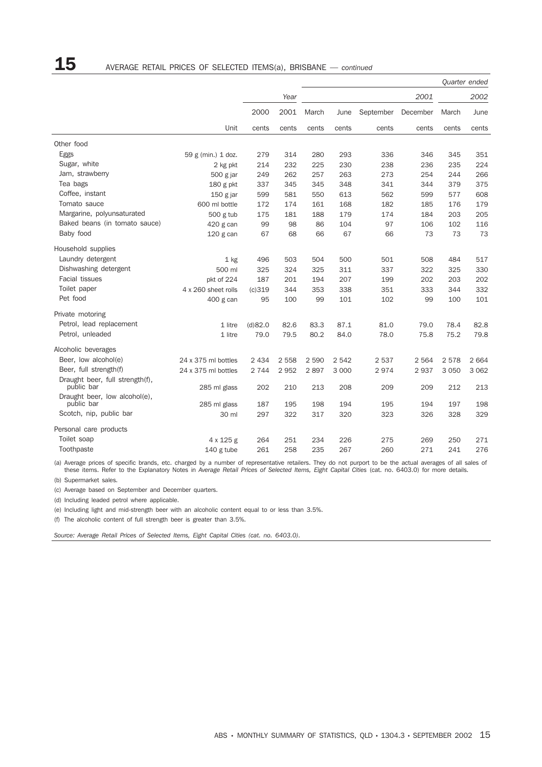# 15 AVERAGE RETAIL PRICES OF SELECTED ITEMS(a), BRISBANE — *continued*

| | | Year | | Quarter ended | | | | | |
|---|---|---|---|---|---|---|---|---|---|
| | | | | 2001 | | | | 2002 | |
| | Unit | 2000 | 2001 | March | June | September | December | March | June |
| | | cents | cents | cents | cents | cents | cents | cents | cents |
| **Other food** | | | | | | | | | |
| Eggs | 59 g (min.) 1 doz. | 279 | 314 | 280 | 293 | 336 | 346 | 345 | 351 |
| Sugar, white | 2 kg pkt | 214 | 232 | 225 | 230 | 238 | 236 | 235 | 224 |
| Jam, strawberry | 500 g jar | 249 | 262 | 257 | 263 | 273 | 254 | 244 | 266 |
| Tea bags | 180 g pkt | 337 | 345 | 345 | 348 | 341 | 344 | 379 | 375 |
| Coffee, instant | 150 g jar | 599 | 581 | 550 | 613 | 562 | 599 | 577 | 608 |
| Tomato sauce | 600 ml bottle | 172 | 174 | 161 | 168 | 182 | 185 | 176 | 179 |
| Margarine, polyunsaturated | 500 g tub | 175 | 181 | 188 | 179 | 174 | 184 | 203 | 205 |
| Baked beans (in tomato sauce) | 420 g can | 99 | 98 | 86 | 104 | 97 | 106 | 102 | 116 |
| Baby food | 120 g can | 67 | 68 | 66 | 67 | 66 | 73 | 73 | 73 |
| **Household supplies** | | | | | | | | | |
| Laundry detergent | 1 kg | 496 | 503 | 504 | 500 | 501 | 508 | 484 | 517 |
| Dishwashing detergent | 500 ml | 325 | 324 | 325 | 311 | 337 | 322 | 325 | 330 |
| Facial tissues | pkt of 224 | 187 | 201 | 194 | 207 | 199 | 202 | 203 | 202 |
| Toilet paper | 4 x 260 sheet rolls | (c)319 | 344 | 353 | 338 | 351 | 333 | 344 | 332 |
| Pet food | 400 g can | 95 | 100 | 99 | 101 | 102 | 99 | 100 | 101 |
| **Private motoring** | | | | | | | | | |
| Petrol, lead replacement | 1 litre | (d)82.0 | 82.6 | 83.3 | 87.1 | 81.0 | 79.0 | 78.4 | 82.8 |
| Petrol, unleaded | 1 litre | 79.0 | 79.5 | 80.2 | 84.0 | 78.0 | 75.8 | 75.2 | 79.8 |
| **Alcoholic beverages** | | | | | | | | | |
| Beer, low alcohol(e) | 24 x 375 ml bottles | 2 434 | 2 558 | 2 590 | 2 542 | 2 537 | 2 564 | 2 578 | 2 664 |
| Beer, full strength(f) | 24 x 375 ml bottles | 2 744 | 2 952 | 2 897 | 3 000 | 2 974 | 2 937 | 3 050 | 3 062 |
| Draught beer, full strength(f), public bar | 285 ml glass | 202 | 210 | 213 | 208 | 209 | 209 | 212 | 213 |
| Draught beer, low alcohol(e), public bar | 285 ml glass | 187 | 195 | 198 | 194 | 195 | 194 | 197 | 198 |
| Scotch, nip, public bar | 30 ml | 297 | 322 | 317 | 320 | 323 | 326 | 328 | 329 |
| **Personal care products** | | | | | | | | | |
| Toilet soap | 4 x 125 g | 264 | 251 | 234 | 226 | 275 | 269 | 250 | 271 |
| Toothpaste | 140 g tube | 261 | 258 | 235 | 267 | 260 | 271 | 241 | 276 |

(a) Average prices of specific brands, etc. charged by a number of representative retailers. They do not purport to be the actual averages of all sales of these items. Refer to the Explanatory Notes in *Average Retail Prices of Selected Items, Eight Capital Cities* (cat. no. 6403.0) for more details.

(b) Supermarket sales.

(c) Average based on September and December quarters.

(d) Including leaded petrol where applicable.

(e) Including light and mid-strength beer with an alcoholic content equal to or less than 3.5%.

(f) The alcoholic content of full strength beer is greater than 3.5%.

*Source: Average Retail Prices of Selected Items, Eight Capital Cities (cat. no. 6403.0).*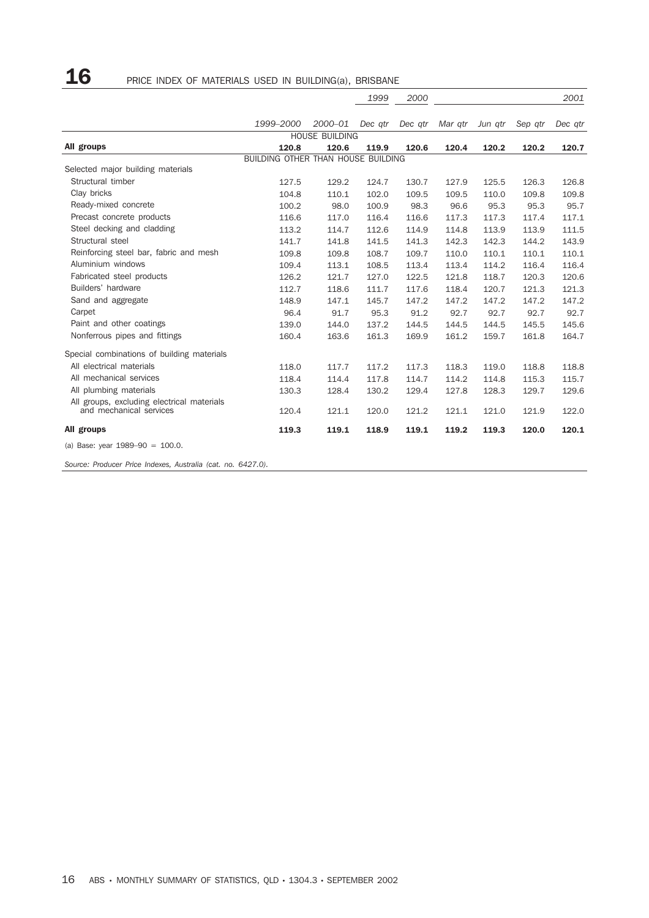# 16 PRICE INDEX OF MATERIALS USED IN BUILDING(a), BRISBANE

| | | | 1999 | 2000 | | | | 2001 |
|---|---|---|---|---|---|---|---|---|
| | 1999–2000 | 2000–01 | Dec qtr | Dec qtr | Mar qtr | Jun qtr | Sep qtr | Dec qtr |
| HOUSE BUILDING | | | | | | | | |
| **All groups** | **120.8** | **120.6** | **119.9** | **120.6** | **120.4** | **120.2** | **120.2** | **120.7** |
| BUILDING OTHER THAN HOUSE BUILDING | | | | | | | | |
| Selected major building materials | | | | | | | | |
| Structural timber | 127.5 | 129.2 | 124.7 | 130.7 | 127.9 | 125.5 | 126.3 | 126.8 |
| Clay bricks | 104.8 | 110.1 | 102.0 | 109.5 | 109.5 | 110.0 | 109.8 | 109.8 |
| Ready-mixed concrete | 100.2 | 98.0 | 100.9 | 98.3 | 96.6 | 95.3 | 95.3 | 95.7 |
| Precast concrete products | 116.6 | 117.0 | 116.4 | 116.6 | 117.3 | 117.3 | 117.4 | 117.1 |
| Steel decking and cladding | 113.2 | 114.7 | 112.6 | 114.9 | 114.8 | 113.9 | 113.9 | 111.5 |
| Structural steel | 141.7 | 141.8 | 141.5 | 141.3 | 142.3 | 142.3 | 144.2 | 143.9 |
| Reinforcing steel bar, fabric and mesh | 109.8 | 109.8 | 108.7 | 109.7 | 110.0 | 110.1 | 110.1 | 110.1 |
| Aluminium windows | 109.4 | 113.1 | 108.5 | 113.4 | 113.4 | 114.2 | 116.4 | 116.4 |
| Fabricated steel products | 126.2 | 121.7 | 127.0 | 122.5 | 121.8 | 118.7 | 120.3 | 120.6 |
| Builders' hardware | 112.7 | 118.6 | 111.7 | 117.6 | 118.4 | 120.7 | 121.3 | 121.3 |
| Sand and aggregate | 148.9 | 147.1 | 145.7 | 147.2 | 147.2 | 147.2 | 147.2 | 147.2 |
| Carpet | 96.4 | 91.7 | 95.3 | 91.2 | 92.7 | 92.7 | 92.7 | 92.7 |
| Paint and other coatings | 139.0 | 144.0 | 137.2 | 144.5 | 144.5 | 144.5 | 145.5 | 145.6 |
| Nonferrous pipes and fittings | 160.4 | 163.6 | 161.3 | 169.9 | 161.2 | 159.7 | 161.8 | 164.7 |
| Special combinations of building materials | | | | | | | | |
| All electrical materials | 118.0 | 117.7 | 117.2 | 117.3 | 118.3 | 119.0 | 118.8 | 118.8 |
| All mechanical services | 118.4 | 114.4 | 117.8 | 114.7 | 114.2 | 114.8 | 115.3 | 115.7 |
| All plumbing materials | 130.3 | 128.4 | 130.2 | 129.4 | 127.8 | 128.3 | 129.7 | 129.6 |
| All groups, excluding electrical materials and mechanical services | 120.4 | 121.1 | 120.0 | 121.2 | 121.1 | 121.0 | 121.9 | 122.0 |
| **All groups** | **119.3** | **119.1** | **118.9** | **119.1** | **119.2** | **119.3** | **120.0** | **120.1** |

(a) Base: year 1989–90 = 100.0.

*Source: Producer Price Indexes, Australia (cat. no. 6427.0).*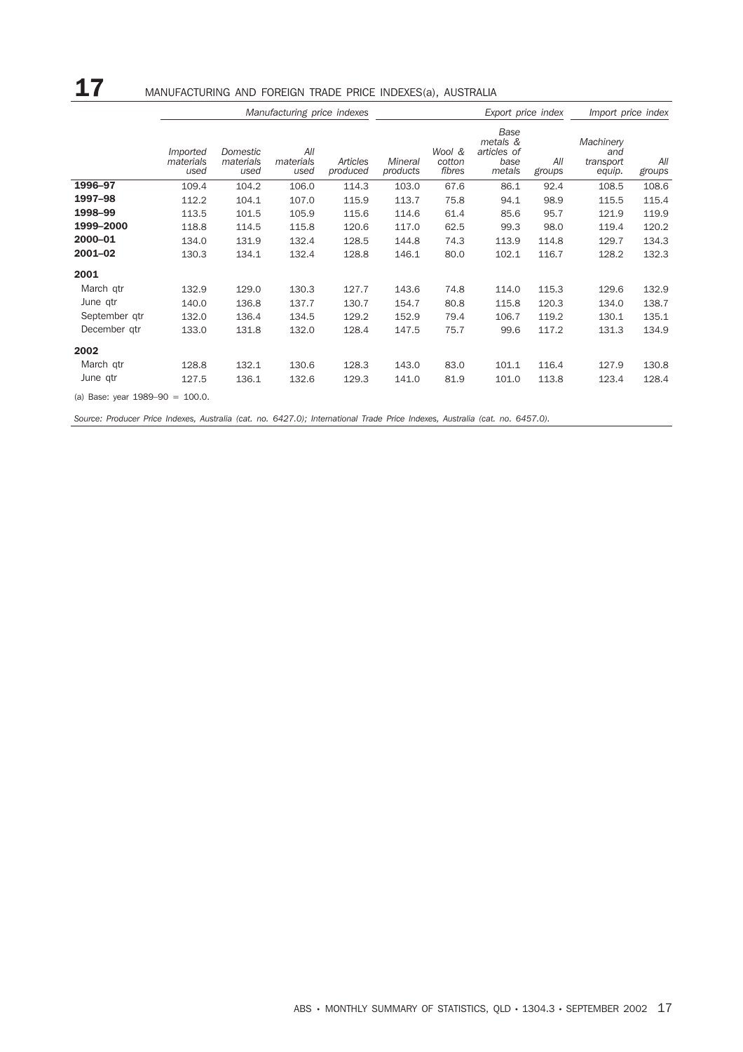# 17 MANUFACTURING AND FOREIGN TRADE PRICE INDEXES(a), AUSTRALIA

| | *Manufacturing price indexes* | | | | *Export price index* | | | | *Import price index* | |
|---|---|---|---|---|---|---|---|---|---|---|
| | *Imported materials used* | *Domestic materials used* | *All materials used* | *Articles produced* | *Mineral products* | *Wool & cotton fibres* | *Base metals & articles of base metals* | *All groups* | *Machinery and transport equip.* | *All groups* |
| **1996–97** | 109.4 | 104.2 | 106.0 | 114.3 | 103.0 | 67.6 | 86.1 | 92.4 | 108.5 | 108.6 |
| **1997–98** | 112.2 | 104.1 | 107.0 | 115.9 | 113.7 | 75.8 | 94.1 | 98.9 | 115.5 | 115.4 |
| **1998–99** | 113.5 | 101.5 | 105.9 | 115.6 | 114.6 | 61.4 | 85.6 | 95.7 | 121.9 | 119.9 |
| **1999–2000** | 118.8 | 114.5 | 115.8 | 120.6 | 117.0 | 62.5 | 99.3 | 98.0 | 119.4 | 120.2 |
| **2000–01** | 134.0 | 131.9 | 132.4 | 128.5 | 144.8 | 74.3 | 113.9 | 114.8 | 129.7 | 134.3 |
| **2001–02** | 130.3 | 134.1 | 132.4 | 128.8 | 146.1 | 80.0 | 102.1 | 116.7 | 128.2 | 132.3 |
| **2001** | | | | | | | | | | |
| March qtr | 132.9 | 129.0 | 130.3 | 127.7 | 143.6 | 74.8 | 114.0 | 115.3 | 129.6 | 132.9 |
| June qtr | 140.0 | 136.8 | 137.7 | 130.7 | 154.7 | 80.8 | 115.8 | 120.3 | 134.0 | 138.7 |
| September qtr | 132.0 | 136.4 | 134.5 | 129.2 | 152.9 | 79.4 | 106.7 | 119.2 | 130.1 | 135.1 |
| December qtr | 133.0 | 131.8 | 132.0 | 128.4 | 147.5 | 75.7 | 99.6 | 117.2 | 131.3 | 134.9 |
| **2002** | | | | | | | | | | |
| March qtr | 128.8 | 132.1 | 130.6 | 128.3 | 143.0 | 83.0 | 101.1 | 116.4 | 127.9 | 130.8 |
| June qtr | 127.5 | 136.1 | 132.6 | 129.3 | 141.0 | 81.9 | 101.0 | 113.8 | 123.4 | 128.4 |

(a) Base: year 1989–90 = 100.0.

*Source: Producer Price Indexes, Australia (cat. no. 6427.0); International Trade Price Indexes, Australia (cat. no. 6457.0).*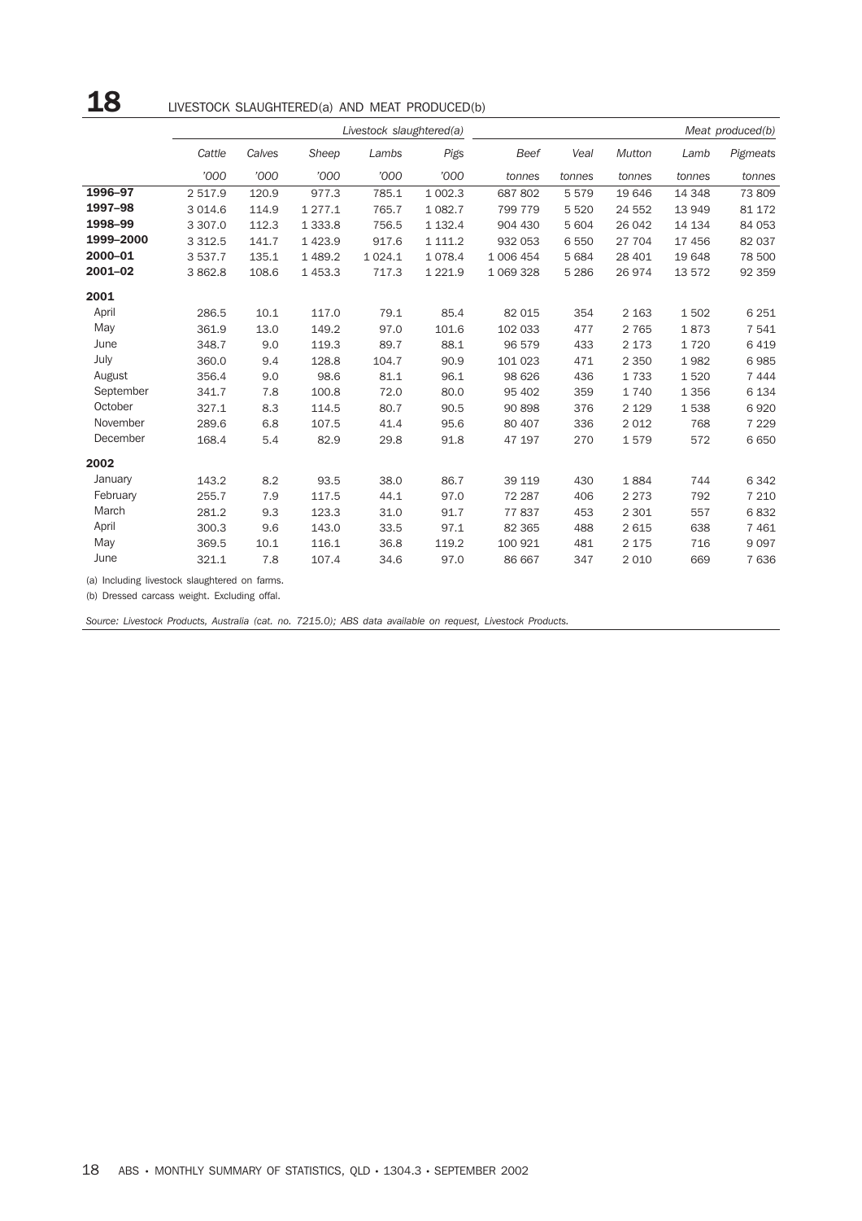# 18 LIVESTOCK SLAUGHTERED(a) AND MEAT PRODUCED(b)

| | *Livestock slaughtered(a)* | | | | | *Meat produced(b)* | | | | |
|---|---|---|---|---|---|---|---|---|---|---|
| | *Cattle* | *Calves* | *Sheep* | *Lambs* | *Pigs* | *Beef* | *Veal* | *Mutton* | *Lamb* | *Pigmeats* |
| | *'000* | *'000* | *'000* | *'000* | *'000* | *tonnes* | *tonnes* | *tonnes* | *tonnes* | *tonnes* |
| **1996–97** | 2 517.9 | 120.9 | 977.3 | 785.1 | 1 002.3 | 687 802 | 5 579 | 19 646 | 14 348 | 73 809 |
| **1997–98** | 3 014.6 | 114.9 | 1 277.1 | 765.7 | 1 082.7 | 799 779 | 5 520 | 24 552 | 13 949 | 81 172 |
| **1998–99** | 3 307.0 | 112.3 | 1 333.8 | 756.5 | 1 132.4 | 904 430 | 5 604 | 26 042 | 14 134 | 84 053 |
| **1999–2000** | 3 312.5 | 141.7 | 1 423.9 | 917.6 | 1 111.2 | 932 053 | 6 550 | 27 704 | 17 456 | 82 037 |
| **2000–01** | 3 537.7 | 135.1 | 1 489.2 | 1 024.1 | 1 078.4 | 1 006 454 | 5 684 | 28 401 | 19 648 | 78 500 |
| **2001–02** | 3 862.8 | 108.6 | 1 453.3 | 717.3 | 1 221.9 | 1 069 328 | 5 286 | 26 974 | 13 572 | 92 359 |
| **2001** | | | | | | | | | | |
| April | 286.5 | 10.1 | 117.0 | 79.1 | 85.4 | 82 015 | 354 | 2 163 | 1 502 | 6 251 |
| May | 361.9 | 13.0 | 149.2 | 97.0 | 101.6 | 102 033 | 477 | 2 765 | 1 873 | 7 541 |
| June | 348.7 | 9.0 | 119.3 | 89.7 | 88.1 | 96 579 | 433 | 2 173 | 1 720 | 6 419 |
| July | 360.0 | 9.4 | 128.8 | 104.7 | 90.9 | 101 023 | 471 | 2 350 | 1 982 | 6 985 |
| August | 356.4 | 9.0 | 98.6 | 81.1 | 96.1 | 98 626 | 436 | 1 733 | 1 520 | 7 444 |
| September | 341.7 | 7.8 | 100.8 | 72.0 | 80.0 | 95 402 | 359 | 1 740 | 1 356 | 6 134 |
| October | 327.1 | 8.3 | 114.5 | 80.7 | 90.5 | 90 898 | 376 | 2 129 | 1 538 | 6 920 |
| November | 289.6 | 6.8 | 107.5 | 41.4 | 95.6 | 80 407 | 336 | 2 012 | 768 | 7 229 |
| December | 168.4 | 5.4 | 82.9 | 29.8 | 91.8 | 47 197 | 270 | 1 579 | 572 | 6 650 |
| **2002** | | | | | | | | | | |
| January | 143.2 | 8.2 | 93.5 | 38.0 | 86.7 | 39 119 | 430 | 1 884 | 744 | 6 342 |
| February | 255.7 | 7.9 | 117.5 | 44.1 | 97.0 | 72 287 | 406 | 2 273 | 792 | 7 210 |
| March | 281.2 | 9.3 | 123.3 | 31.0 | 91.7 | 77 837 | 453 | 2 301 | 557 | 6 832 |
| April | 300.3 | 9.6 | 143.0 | 33.5 | 97.1 | 82 365 | 488 | 2 615 | 638 | 7 461 |
| May | 369.5 | 10.1 | 116.1 | 36.8 | 119.2 | 100 921 | 481 | 2 175 | 716 | 9 097 |
| June | 321.1 | 7.8 | 107.4 | 34.6 | 97.0 | 86 667 | 347 | 2 010 | 669 | 7 636 |

(a) Including livestock slaughtered on farms.

(b) Dressed carcass weight. Excluding offal.

*Source: Livestock Products, Australia (cat. no. 7215.0); ABS data available on request, Livestock Products.*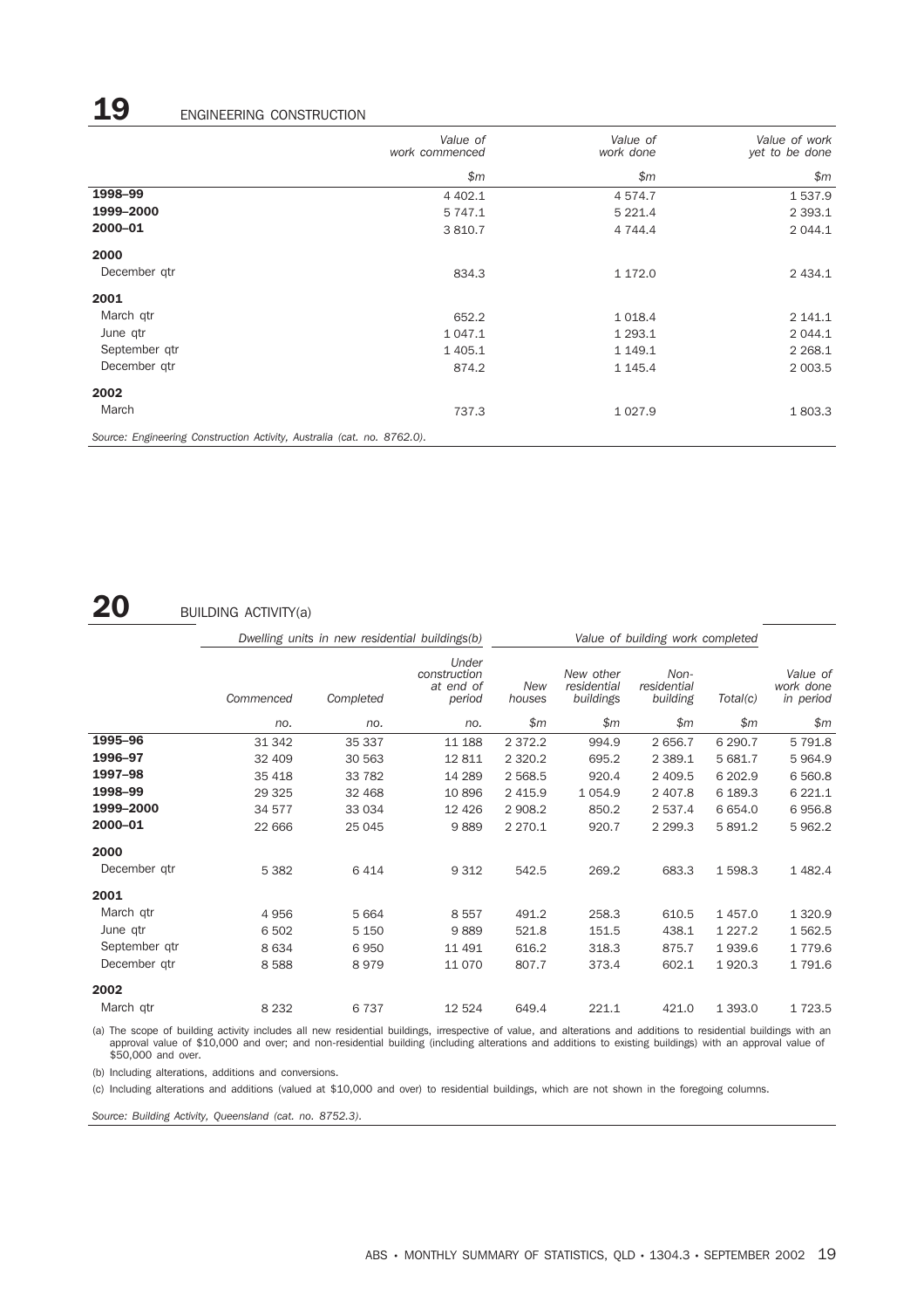## 19 ENGINEERING CONSTRUCTION

| | Value of work commenced | Value of work done | Value of work yet to be done |
|---|---|---|---|
| | $m | $m | $m |
| **1998–99** | 4 402.1 | 4 574.7 | 1 537.9 |
| **1999–2000** | 5 747.1 | 5 221.4 | 2 393.1 |
| **2000–01** | 3 810.7 | 4 744.4 | 2 044.1 |
| **2000** | | | |
| December qtr | 834.3 | 1 172.0 | 2 434.1 |
| **2001** | | | |
| March qtr | 652.2 | 1 018.4 | 2 141.1 |
| June qtr | 1 047.1 | 1 293.1 | 2 044.1 |
| September qtr | 1 405.1 | 1 149.1 | 2 268.1 |
| December qtr | 874.2 | 1 145.4 | 2 003.5 |
| **2002** | | | |
| March | 737.3 | 1 027.9 | 1 803.3 |

*Source: Engineering Construction Activity, Australia (cat. no. 8762.0).*

## 20 BUILDING ACTIVITY(a)

| | Dwelling units in new residential buildings(b) | | | Value of building work completed | | | | |
|---|---|---|---|---|---|---|---|---|
| | Commenced | Completed | Under construction at end of period | New houses | New other residential buildings | Non-residential building | Total(c) | Value of work done in period |
| | no. | no. | no. | $m | $m | $m | $m | $m |
| **1995–96** | 31 342 | 35 337 | 11 188 | 2 372.2 | 994.9 | 2 656.7 | 6 290.7 | 5 791.8 |
| **1996–97** | 32 409 | 30 563 | 12 811 | 2 320.2 | 695.2 | 2 389.1 | 5 681.7 | 5 964.9 |
| **1997–98** | 35 418 | 33 782 | 14 289 | 2 568.5 | 920.4 | 2 409.5 | 6 202.9 | 6 560.8 |
| **1998–99** | 29 325 | 32 468 | 10 896 | 2 415.9 | 1 054.9 | 2 407.8 | 6 189.3 | 6 221.1 |
| **1999–2000** | 34 577 | 33 034 | 12 426 | 2 908.2 | 850.2 | 2 537.4 | 6 654.0 | 6 956.8 |
| **2000–01** | 22 666 | 25 045 | 9 889 | 2 270.1 | 920.7 | 2 299.3 | 5 891.2 | 5 962.2 |
| **2000** | | | | | | | | |
| December qtr | 5 382 | 6 414 | 9 312 | 542.5 | 269.2 | 683.3 | 1 598.3 | 1 482.4 |
| **2001** | | | | | | | | |
| March qtr | 4 956 | 5 664 | 8 557 | 491.2 | 258.3 | 610.5 | 1 457.0 | 1 320.9 |
| June qtr | 6 502 | 5 150 | 9 889 | 521.8 | 151.5 | 438.1 | 1 227.2 | 1 562.5 |
| September qtr | 8 634 | 6 950 | 11 491 | 616.2 | 318.3 | 875.7 | 1 939.6 | 1 779.6 |
| December qtr | 8 588 | 8 979 | 11 070 | 807.7 | 373.4 | 602.1 | 1 920.3 | 1 791.6 |
| **2002** | | | | | | | | |
| March qtr | 8 232 | 6 737 | 12 524 | 649.4 | 221.1 | 421.0 | 1 393.0 | 1 723.5 |

(a) The scope of building activity includes all new residential buildings, irrespective of value, and alterations and additions to residential buildings with an approval value of $10,000 and over; and non-residential building (including alterations and additions to existing buildings) with an approval value of $50,000 and over.

(b) Including alterations, additions and conversions.

(c) Including alterations and additions (valued at $10,000 and over) to residential buildings, which are not shown in the foregoing columns.

*Source: Building Activity, Queensland (cat. no. 8752.3).*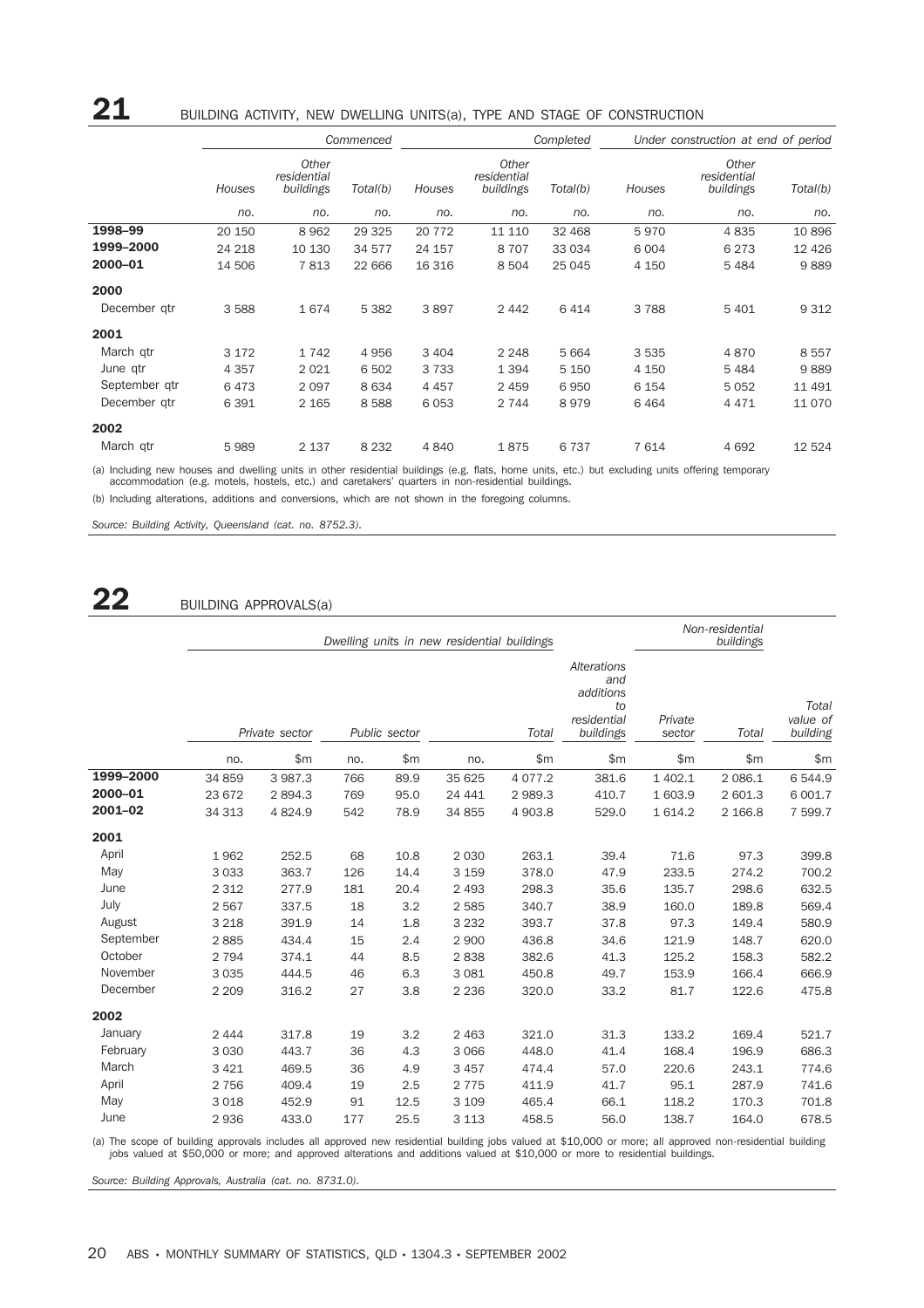## 21 BUILDING ACTIVITY, NEW DWELLING UNITS(a), TYPE AND STAGE OF CONSTRUCTION

| | Commenced | | | Completed | | | Under construction at end of period | | |
|---|---|---|---|---|---|---|---|---|---|
| | Houses | Other residential buildings | Total(b) | Houses | Other residential buildings | Total(b) | Houses | Other residential buildings | Total(b) |
| | no. | no. | no. | no. | no. | no. | no. | no. | no. |
| **1998–99** | 20 150 | 8 962 | 29 325 | 20 772 | 11 110 | 32 468 | 5 970 | 4 835 | 10 896 |
| **1999–2000** | 24 218 | 10 130 | 34 577 | 24 157 | 8 707 | 33 034 | 6 004 | 6 273 | 12 426 |
| **2000–01** | 14 506 | 7 813 | 22 666 | 16 316 | 8 504 | 25 045 | 4 150 | 5 484 | 9 889 |
| **2000** | | | | | | | | | |
| December qtr | 3 588 | 1 674 | 5 382 | 3 897 | 2 442 | 6 414 | 3 788 | 5 401 | 9 312 |
| **2001** | | | | | | | | | |
| March qtr | 3 172 | 1 742 | 4 956 | 3 404 | 2 248 | 5 664 | 3 535 | 4 870 | 8 557 |
| June qtr | 4 357 | 2 021 | 6 502 | 3 733 | 1 394 | 5 150 | 4 150 | 5 484 | 9 889 |
| September qtr | 6 473 | 2 097 | 8 634 | 4 457 | 2 459 | 6 950 | 6 154 | 5 052 | 11 491 |
| December qtr | 6 391 | 2 165 | 8 588 | 6 053 | 2 744 | 8 979 | 6 464 | 4 471 | 11 070 |
| **2002** | | | | | | | | | |
| March qtr | 5 989 | 2 137 | 8 232 | 4 840 | 1 875 | 6 737 | 7 614 | 4 692 | 12 524 |

(a) Including new houses and dwelling units in other residential buildings (e.g. flats, home units, etc.) but excluding units offering temporary accommodation (e.g. motels, hostels, etc.) and caretakers' quarters in non-residential buildings.

(b) Including alterations, additions and conversions, which are not shown in the foregoing columns.

*Source: Building Activity, Queensland (cat. no. 8752.3).*

## 22 BUILDING APPROVALS(a)

| | Dwelling units in new residential buildings | | | | | | | Non-residential buildings | | |
|---|---|---|---|---|---|---|---|---|---|---|
| | Private sector | | Public sector | | Total | | Alterations and additions to residential buildings | Private sector | Total | Total value of building |
| | no. | $m | no. | $m | no. | $m | $m | $m | $m | $m |
| **1999–2000** | 34 859 | 3 987.3 | 766 | 89.9 | 35 625 | 4 077.2 | 381.6 | 1 402.1 | 2 086.1 | 6 544.9 |
| **2000–01** | 23 672 | 2 894.3 | 769 | 95.0 | 24 441 | 2 989.3 | 410.7 | 1 603.9 | 2 601.3 | 6 001.7 |
| **2001–02** | 34 313 | 4 824.9 | 542 | 78.9 | 34 855 | 4 903.8 | 529.0 | 1 614.2 | 2 166.8 | 7 599.7 |
| **2001** | | | | | | | | | | |
| April | 1 962 | 252.5 | 68 | 10.8 | 2 030 | 263.1 | 39.4 | 71.6 | 97.3 | 399.8 |
| May | 3 033 | 363.7 | 126 | 14.4 | 3 159 | 378.0 | 47.9 | 233.5 | 274.2 | 700.2 |
| June | 2 312 | 277.9 | 181 | 20.4 | 2 493 | 298.3 | 35.6 | 135.7 | 298.6 | 632.5 |
| July | 2 567 | 337.5 | 18 | 3.2 | 2 585 | 340.7 | 38.9 | 160.0 | 189.8 | 569.4 |
| August | 3 218 | 391.9 | 14 | 1.8 | 3 232 | 393.7 | 37.8 | 97.3 | 149.4 | 580.9 |
| September | 2 885 | 434.4 | 15 | 2.4 | 2 900 | 436.8 | 34.6 | 121.9 | 148.7 | 620.0 |
| October | 2 794 | 374.1 | 44 | 8.5 | 2 838 | 382.6 | 41.3 | 125.2 | 158.3 | 582.2 |
| November | 3 035 | 444.5 | 46 | 6.3 | 3 081 | 450.8 | 49.7 | 153.9 | 166.4 | 666.9 |
| December | 2 209 | 316.2 | 27 | 3.8 | 2 236 | 320.0 | 33.2 | 81.7 | 122.6 | 475.8 |
| **2002** | | | | | | | | | | |
| January | 2 444 | 317.8 | 19 | 3.2 | 2 463 | 321.0 | 31.3 | 133.2 | 169.4 | 521.7 |
| February | 3 030 | 443.7 | 36 | 4.3 | 3 066 | 448.0 | 41.4 | 168.4 | 196.9 | 686.3 |
| March | 3 421 | 469.5 | 36 | 4.9 | 3 457 | 474.4 | 57.0 | 220.6 | 243.1 | 774.6 |
| April | 2 756 | 409.4 | 19 | 2.5 | 2 775 | 411.9 | 41.7 | 95.1 | 287.9 | 741.6 |
| May | 3 018 | 452.9 | 91 | 12.5 | 3 109 | 465.4 | 66.1 | 118.2 | 170.3 | 701.8 |
| June | 2 936 | 433.0 | 177 | 25.5 | 3 113 | 458.5 | 56.0 | 138.7 | 164.0 | 678.5 |

(a) The scope of building approvals includes all approved new residential building jobs valued at $10,000 or more; all approved non-residential building jobs valued at $50,000 or more; and approved alterations and additions valued at $10,000 or more to residential buildings.

*Source: Building Approvals, Australia (cat. no. 8731.0).*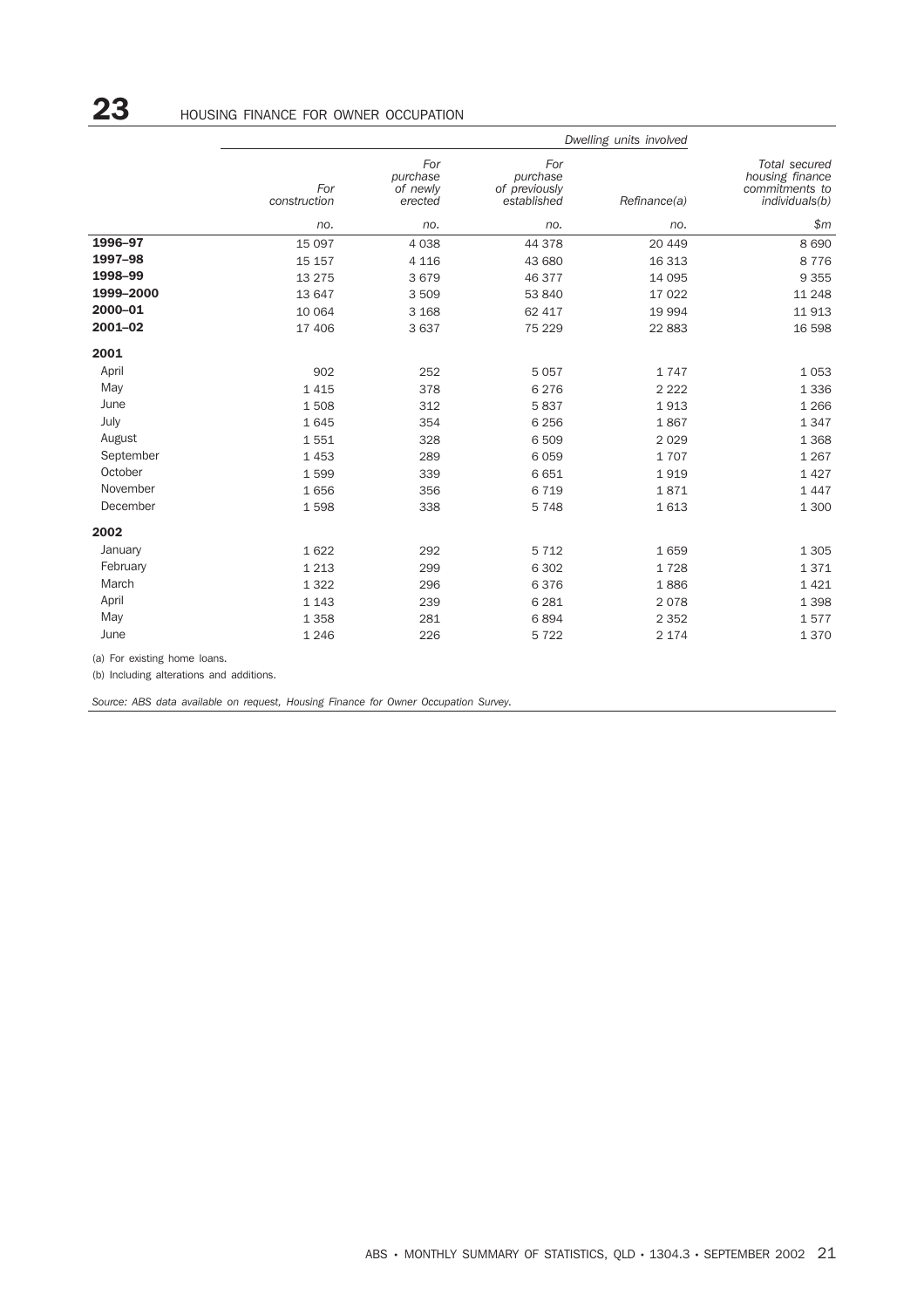# 23 HOUSING FINANCE FOR OWNER OCCUPATION

| | Dwelling units involved | | | | |
|---|---|---|---|---|---|
| | For construction | For purchase of newly erected | For purchase of previously established | Refinance(a) | Total secured housing finance commitments to individuals(b) |
| | no. | no. | no. | no. | $m |
| **1996–97** | 15 097 | 4 038 | 44 378 | 20 449 | 8 690 |
| **1997–98** | 15 157 | 4 116 | 43 680 | 16 313 | 8 776 |
| **1998–99** | 13 275 | 3 679 | 46 377 | 14 095 | 9 355 |
| **1999–2000** | 13 647 | 3 509 | 53 840 | 17 022 | 11 248 |
| **2000–01** | 10 064 | 3 168 | 62 417 | 19 994 | 11 913 |
| **2001–02** | 17 406 | 3 637 | 75 229 | 22 883 | 16 598 |
| **2001** | | | | | |
| April | 902 | 252 | 5 057 | 1 747 | 1 053 |
| May | 1 415 | 378 | 6 276 | 2 222 | 1 336 |
| June | 1 508 | 312 | 5 837 | 1 913 | 1 266 |
| July | 1 645 | 354 | 6 256 | 1 867 | 1 347 |
| August | 1 551 | 328 | 6 509 | 2 029 | 1 368 |
| September | 1 453 | 289 | 6 059 | 1 707 | 1 267 |
| October | 1 599 | 339 | 6 651 | 1 919 | 1 427 |
| November | 1 656 | 356 | 6 719 | 1 871 | 1 447 |
| December | 1 598 | 338 | 5 748 | 1 613 | 1 300 |
| **2002** | | | | | |
| January | 1 622 | 292 | 5 712 | 1 659 | 1 305 |
| February | 1 213 | 299 | 6 302 | 1 728 | 1 371 |
| March | 1 322 | 296 | 6 376 | 1 886 | 1 421 |
| April | 1 143 | 239 | 6 281 | 2 078 | 1 398 |
| May | 1 358 | 281 | 6 894 | 2 352 | 1 577 |
| June | 1 246 | 226 | 5 722 | 2 174 | 1 370 |

(a) For existing home loans.

(b) Including alterations and additions.

*Source: ABS data available on request, Housing Finance for Owner Occupation Survey.*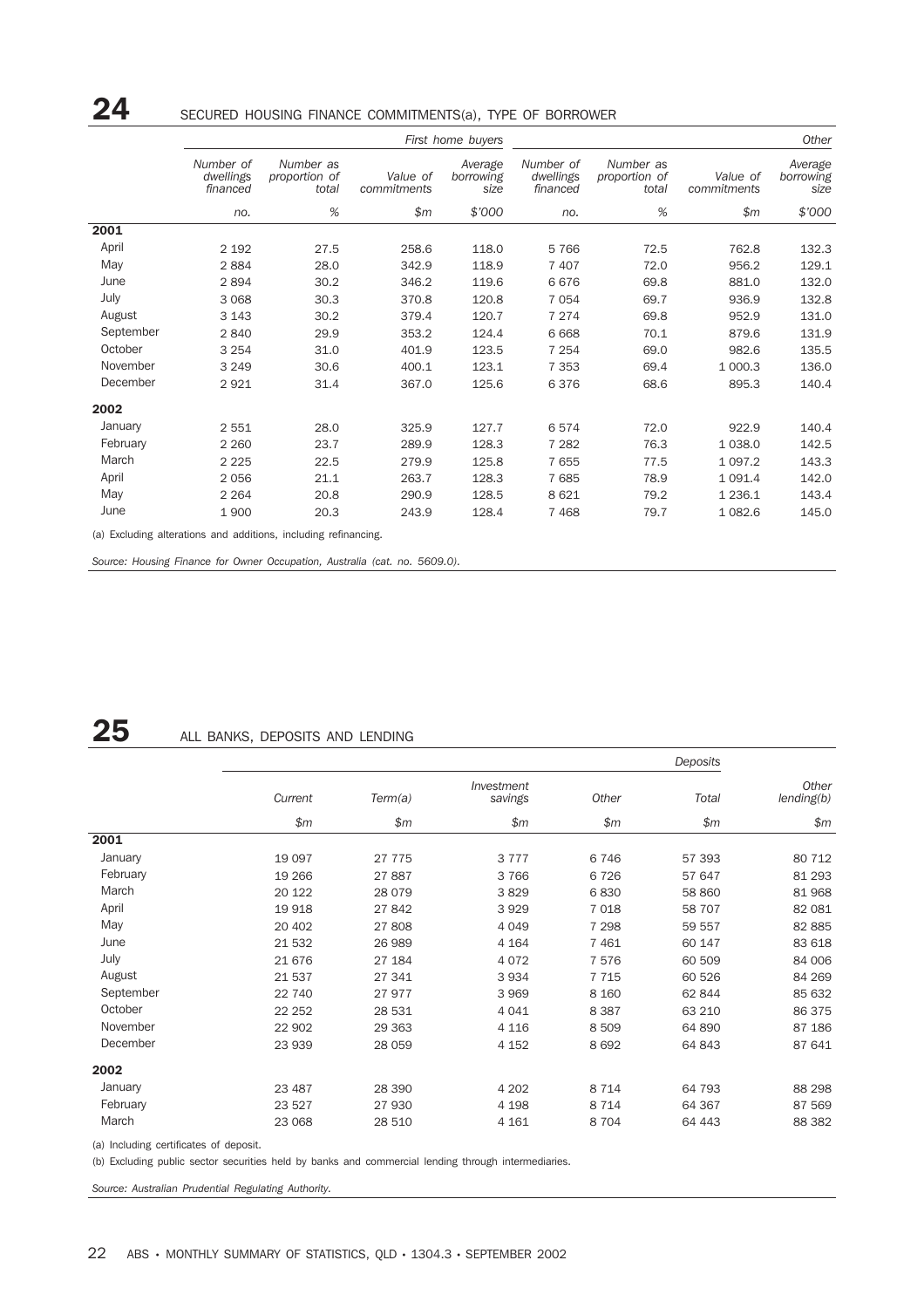## 24 SECURED HOUSING FINANCE COMMITMENTS(a), TYPE OF BORROWER

| | First home buyers | | | | Other | | | |
|---|---|---|---|---|---|---|---|---|
| | Number of dwellings financed | Number as proportion of total | Value of commitments | Average borrowing size | Number of dwellings financed | Number as proportion of total | Value of commitments | Average borrowing size |
| | no. | % | $m | $'000 | no. | % | $m | $'000 |
| **2001** | | | | | | | | |
| April | 2 192 | 27.5 | 258.6 | 118.0 | 5 766 | 72.5 | 762.8 | 132.3 |
| May | 2 884 | 28.0 | 342.9 | 118.9 | 7 407 | 72.0 | 956.2 | 129.1 |
| June | 2 894 | 30.2 | 346.2 | 119.6 | 6 676 | 69.8 | 881.0 | 132.0 |
| July | 3 068 | 30.3 | 370.8 | 120.8 | 7 054 | 69.7 | 936.9 | 132.8 |
| August | 3 143 | 30.2 | 379.4 | 120.7 | 7 274 | 69.8 | 952.9 | 131.0 |
| September | 2 840 | 29.9 | 353.2 | 124.4 | 6 668 | 70.1 | 879.6 | 131.9 |
| October | 3 254 | 31.0 | 401.9 | 123.5 | 7 254 | 69.0 | 982.6 | 135.5 |
| November | 3 249 | 30.6 | 400.1 | 123.1 | 7 353 | 69.4 | 1 000.3 | 136.0 |
| December | 2 921 | 31.4 | 367.0 | 125.6 | 6 376 | 68.6 | 895.3 | 140.4 |
| **2002** | | | | | | | | |
| January | 2 551 | 28.0 | 325.9 | 127.7 | 6 574 | 72.0 | 922.9 | 140.4 |
| February | 2 260 | 23.7 | 289.9 | 128.3 | 7 282 | 76.3 | 1 038.0 | 142.5 |
| March | 2 225 | 22.5 | 279.9 | 125.8 | 7 655 | 77.5 | 1 097.2 | 143.3 |
| April | 2 056 | 21.1 | 263.7 | 128.3 | 7 685 | 78.9 | 1 091.4 | 142.0 |
| May | 2 264 | 20.8 | 290.9 | 128.5 | 8 621 | 79.2 | 1 236.1 | 143.4 |
| June | 1 900 | 20.3 | 243.9 | 128.4 | 7 468 | 79.7 | 1 082.6 | 145.0 |

(a) Excluding alterations and additions, including refinancing.

*Source: Housing Finance for Owner Occupation, Australia (cat. no. 5609.0).*

## 25 ALL BANKS, DEPOSITS AND LENDING

| | Deposits | | | | | |
|---|---|---|---|---|---|---|
| | Current | Term(a) | Investment savings | Other | Total | Other lending(b) |
| | $m | $m | $m | $m | $m | $m |
| **2001** | | | | | | |
| January | 19 097 | 27 775 | 3 777 | 6 746 | 57 393 | 80 712 |
| February | 19 266 | 27 887 | 3 766 | 6 726 | 57 647 | 81 293 |
| March | 20 122 | 28 079 | 3 829 | 6 830 | 58 860 | 81 968 |
| April | 19 918 | 27 842 | 3 929 | 7 018 | 58 707 | 82 081 |
| May | 20 402 | 27 808 | 4 049 | 7 298 | 59 557 | 82 885 |
| June | 21 532 | 26 989 | 4 164 | 7 461 | 60 147 | 83 618 |
| July | 21 676 | 27 184 | 4 072 | 7 576 | 60 509 | 84 006 |
| August | 21 537 | 27 341 | 3 934 | 7 715 | 60 526 | 84 269 |
| September | 22 740 | 27 977 | 3 969 | 8 160 | 62 844 | 85 632 |
| October | 22 252 | 28 531 | 4 041 | 8 387 | 63 210 | 86 375 |
| November | 22 902 | 29 363 | 4 116 | 8 509 | 64 890 | 87 186 |
| December | 23 939 | 28 059 | 4 152 | 8 692 | 64 843 | 87 641 |
| **2002** | | | | | | |
| January | 23 487 | 28 390 | 4 202 | 8 714 | 64 793 | 88 298 |
| February | 23 527 | 27 930 | 4 198 | 8 714 | 64 367 | 87 569 |
| March | 23 068 | 28 510 | 4 161 | 8 704 | 64 443 | 88 382 |

(a) Including certificates of deposit.

(b) Excluding public sector securities held by banks and commercial lending through intermediaries.

*Source: Australian Prudential Regulating Authority.*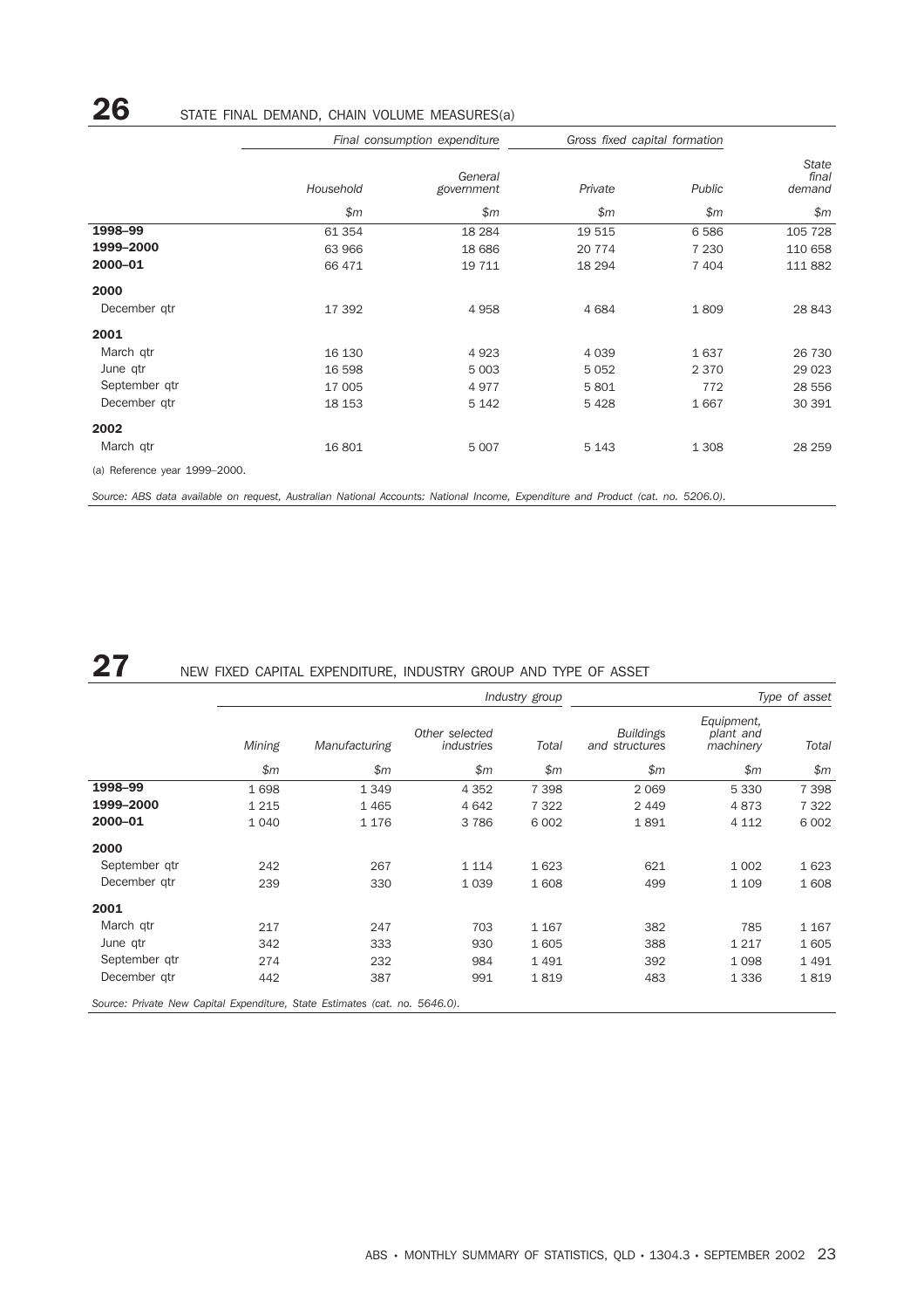## 26 STATE FINAL DEMAND, CHAIN VOLUME MEASURES(a)

| | *Final consumption expenditure* | | *Gross fixed capital formation* | | |
|---|---|---|---|---|---|
| | *Household* | *General government* | *Private* | *Public* | *State final demand* |
| | *$m* | *$m* | *$m* | *$m* | *$m* |
| **1998–99** | 61 354 | 18 284 | 19 515 | 6 586 | 105 728 |
| **1999–2000** | 63 966 | 18 686 | 20 774 | 7 230 | 110 658 |
| **2000–01** | 66 471 | 19 711 | 18 294 | 7 404 | 111 882 |
| **2000** | | | | | |
| December qtr | 17 392 | 4 958 | 4 684 | 1 809 | 28 843 |
| **2001** | | | | | |
| March qtr | 16 130 | 4 923 | 4 039 | 1 637 | 26 730 |
| June qtr | 16 598 | 5 003 | 5 052 | 2 370 | 29 023 |
| September qtr | 17 005 | 4 977 | 5 801 | 772 | 28 556 |
| December qtr | 18 153 | 5 142 | 5 428 | 1 667 | 30 391 |
| **2002** | | | | | |
| March qtr | 16 801 | 5 007 | 5 143 | 1 308 | 28 259 |

(a) Reference year 1999–2000.

*Source: ABS data available on request, Australian National Accounts: National Income, Expenditure and Product (cat. no. 5206.0).*

## 27 NEW FIXED CAPITAL EXPENDITURE, INDUSTRY GROUP AND TYPE OF ASSET

| | *Industry group* | | | | *Type of asset* | | |
|---|---|---|---|---|---|---|---|
| | *Mining* | *Manufacturing* | *Other selected industries* | *Total* | *Buildings and structures* | *Equipment, plant and machinery* | *Total* |
| | *$m* | *$m* | *$m* | *$m* | *$m* | *$m* | *$m* |
| **1998–99** | 1 698 | 1 349 | 4 352 | 7 398 | 2 069 | 5 330 | 7 398 |
| **1999–2000** | 1 215 | 1 465 | 4 642 | 7 322 | 2 449 | 4 873 | 7 322 |
| **2000–01** | 1 040 | 1 176 | 3 786 | 6 002 | 1 891 | 4 112 | 6 002 |
| **2000** | | | | | | | |
| September qtr | 242 | 267 | 1 114 | 1 623 | 621 | 1 002 | 1 623 |
| December qtr | 239 | 330 | 1 039 | 1 608 | 499 | 1 109 | 1 608 |
| **2001** | | | | | | | |
| March qtr | 217 | 247 | 703 | 1 167 | 382 | 785 | 1 167 |
| June qtr | 342 | 333 | 930 | 1 605 | 388 | 1 217 | 1 605 |
| September qtr | 274 | 232 | 984 | 1 491 | 392 | 1 098 | 1 491 |
| December qtr | 442 | 387 | 991 | 1 819 | 483 | 1 336 | 1 819 |

*Source: Private New Capital Expenditure, State Estimates (cat. no. 5646.0).*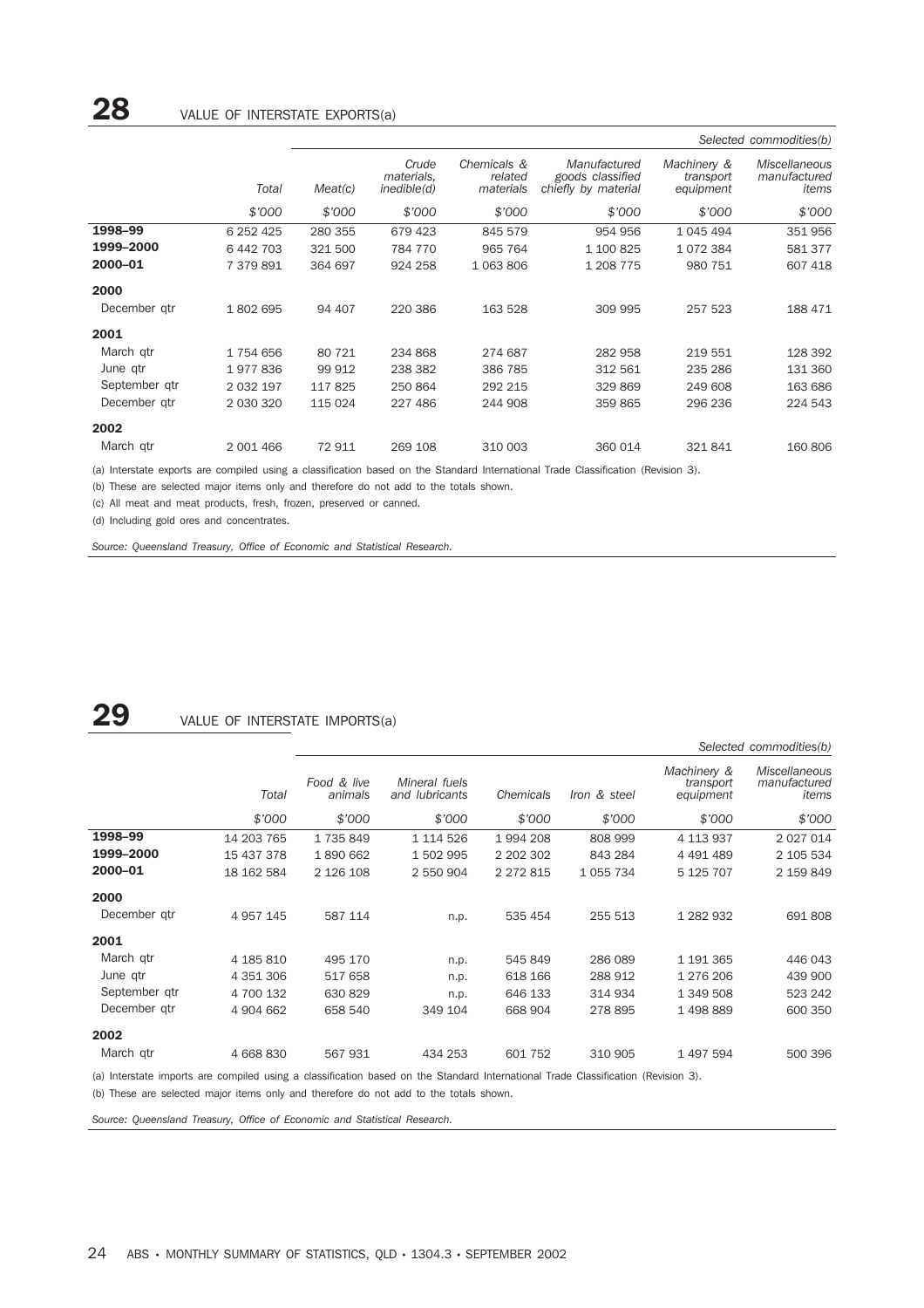## 28 VALUE OF INTERSTATE EXPORTS(a)

| | | Selected commodities(b) | | | | | |
|---|---|---|---|---|---|---|---|
| | Total | Meat(c) | Crude materials, inedible(d) | Chemicals & related materials | Manufactured goods classified chiefly by material | Machinery & transport equipment | Miscellaneous manufactured items |
| | $'000 | $'000 | $'000 | $'000 | $'000 | $'000 | $'000 |
| **1998–99** | 6 252 425 | 280 355 | 679 423 | 845 579 | 954 956 | 1 045 494 | 351 956 |
| **1999–2000** | 6 442 703 | 321 500 | 784 770 | 965 764 | 1 100 825 | 1 072 384 | 581 377 |
| **2000–01** | 7 379 891 | 364 697 | 924 258 | 1 063 806 | 1 208 775 | 980 751 | 607 418 |
| **2000** | | | | | | | |
| December qtr | 1 802 695 | 94 407 | 220 386 | 163 528 | 309 995 | 257 523 | 188 471 |
| **2001** | | | | | | | |
| March qtr | 1 754 656 | 80 721 | 234 868 | 274 687 | 282 958 | 219 551 | 128 392 |
| June qtr | 1 977 836 | 99 912 | 238 382 | 386 785 | 312 561 | 235 286 | 131 360 |
| September qtr | 2 032 197 | 117 825 | 250 864 | 292 215 | 329 869 | 249 608 | 163 686 |
| December qtr | 2 030 320 | 115 024 | 227 486 | 244 908 | 359 865 | 296 236 | 224 543 |
| **2002** | | | | | | | |
| March qtr | 2 001 466 | 72 911 | 269 108 | 310 003 | 360 014 | 321 841 | 160 806 |

(a) Interstate exports are compiled using a classification based on the Standard International Trade Classification (Revision 3).

(b) These are selected major items only and therefore do not add to the totals shown.

(c) All meat and meat products, fresh, frozen, preserved or canned.

(d) Including gold ores and concentrates.

*Source: Queensland Treasury, Office of Economic and Statistical Research.*

## 29 VALUE OF INTERSTATE IMPORTS(a)

| | | Selected commodities(b) | | | | | |
|---|---|---|---|---|---|---|---|
| | Total | Food & live animals | Mineral fuels and lubricants | Chemicals | Iron & steel | Machinery & transport equipment | Miscellaneous manufactured items |
| | $'000 | $'000 | $'000 | $'000 | $'000 | $'000 | $'000 |
| **1998–99** | 14 203 765 | 1 735 849 | 1 114 526 | 1 994 208 | 808 999 | 4 113 937 | 2 027 014 |
| **1999–2000** | 15 437 378 | 1 890 662 | 1 502 995 | 2 202 302 | 843 284 | 4 491 489 | 2 105 534 |
| **2000–01** | 18 162 584 | 2 126 108 | 2 550 904 | 2 272 815 | 1 055 734 | 5 125 707 | 2 159 849 |
| **2000** | | | | | | | |
| December qtr | 4 957 145 | 587 114 | n.p. | 535 454 | 255 513 | 1 282 932 | 691 808 |
| **2001** | | | | | | | |
| March qtr | 4 185 810 | 495 170 | n.p. | 545 849 | 286 089 | 1 191 365 | 446 043 |
| June qtr | 4 351 306 | 517 658 | n.p. | 618 166 | 288 912 | 1 276 206 | 439 900 |
| September qtr | 4 700 132 | 630 829 | n.p. | 646 133 | 314 934 | 1 349 508 | 523 242 |
| December qtr | 4 904 662 | 658 540 | 349 104 | 668 904 | 278 895 | 1 498 889 | 600 350 |
| **2002** | | | | | | | |
| March qtr | 4 668 830 | 567 931 | 434 253 | 601 752 | 310 905 | 1 497 594 | 500 396 |

(a) Interstate imports are compiled using a classification based on the Standard International Trade Classification (Revision 3).

(b) These are selected major items only and therefore do not add to the totals shown.

*Source: Queensland Treasury, Office of Economic and Statistical Research.*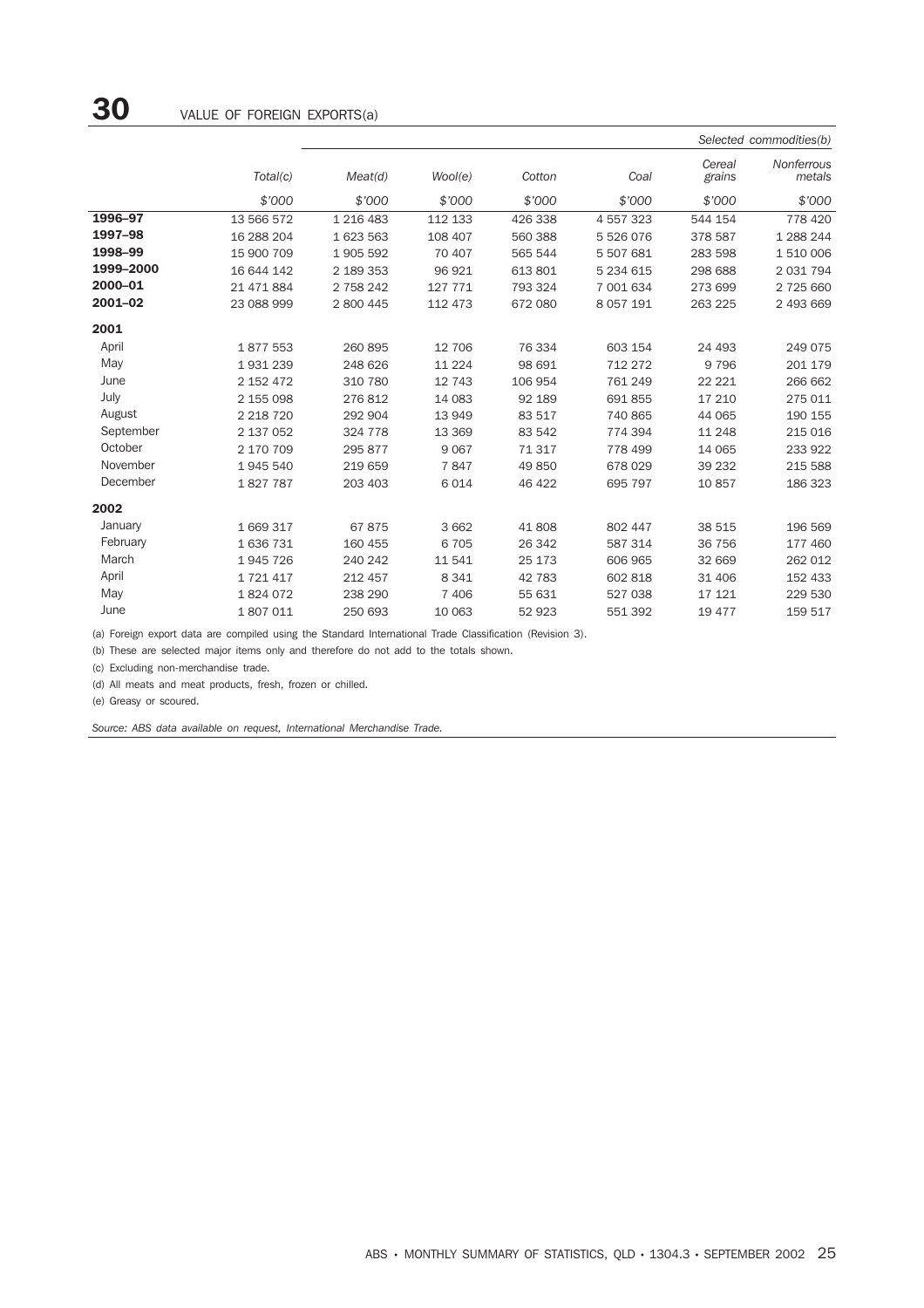# 30 VALUE OF FOREIGN EXPORTS(a)

| | | Selected commodities(b) | | | | | |
|---|---|---|---|---|---|---|---|
| | *Total(c)* | *Meat(d)* | *Wool(e)* | *Cotton* | *Coal* | *Cereal grains* | *Nonferrous metals* |
| | *$'000* | *$'000* | *$'000* | *$'000* | *$'000* | *$'000* | *$'000* |
| **1996–97** | 13 566 572 | 1 216 483 | 112 133 | 426 338 | 4 557 323 | 544 154 | 778 420 |
| **1997–98** | 16 288 204 | 1 623 563 | 108 407 | 560 388 | 5 526 076 | 378 587 | 1 288 244 |
| **1998–99** | 15 900 709 | 1 905 592 | 70 407 | 565 544 | 5 507 681 | 283 598 | 1 510 006 |
| **1999–2000** | 16 644 142 | 2 189 353 | 96 921 | 613 801 | 5 234 615 | 298 688 | 2 031 794 |
| **2000–01** | 21 471 884 | 2 758 242 | 127 771 | 793 324 | 7 001 634 | 273 699 | 2 725 660 |
| **2001–02** | 23 088 999 | 2 800 445 | 112 473 | 672 080 | 8 057 191 | 263 225 | 2 493 669 |
| **2001** | | | | | | | |
| April | 1 877 553 | 260 895 | 12 706 | 76 334 | 603 154 | 24 493 | 249 075 |
| May | 1 931 239 | 248 626 | 11 224 | 98 691 | 712 272 | 9 796 | 201 179 |
| June | 2 152 472 | 310 780 | 12 743 | 106 954 | 761 249 | 22 221 | 266 662 |
| July | 2 155 098 | 276 812 | 14 083 | 92 189 | 691 855 | 17 210 | 275 011 |
| August | 2 218 720 | 292 904 | 13 949 | 83 517 | 740 865 | 44 065 | 190 155 |
| September | 2 137 052 | 324 778 | 13 369 | 83 542 | 774 394 | 11 248 | 215 016 |
| October | 2 170 709 | 295 877 | 9 067 | 71 317 | 778 499 | 14 065 | 233 922 |
| November | 1 945 540 | 219 659 | 7 847 | 49 850 | 678 029 | 39 232 | 215 588 |
| December | 1 827 787 | 203 403 | 6 014 | 46 422 | 695 797 | 10 857 | 186 323 |
| **2002** | | | | | | | |
| January | 1 669 317 | 67 875 | 3 662 | 41 808 | 802 447 | 38 515 | 196 569 |
| February | 1 636 731 | 160 455 | 6 705 | 26 342 | 587 314 | 36 756 | 177 460 |
| March | 1 945 726 | 240 242 | 11 541 | 25 173 | 606 965 | 32 669 | 262 012 |
| April | 1 721 417 | 212 457 | 8 341 | 42 783 | 602 818 | 31 406 | 152 433 |
| May | 1 824 072 | 238 290 | 7 406 | 55 631 | 527 038 | 17 121 | 229 530 |
| June | 1 807 011 | 250 693 | 10 063 | 52 923 | 551 392 | 19 477 | 159 517 |

(a) Foreign export data are compiled using the Standard International Trade Classification (Revision 3).

(b) These are selected major items only and therefore do not add to the totals shown.

(c) Excluding non-merchandise trade.

(d) All meats and meat products, fresh, frozen or chilled.

(e) Greasy or scoured.

*Source: ABS data available on request, International Merchandise Trade.*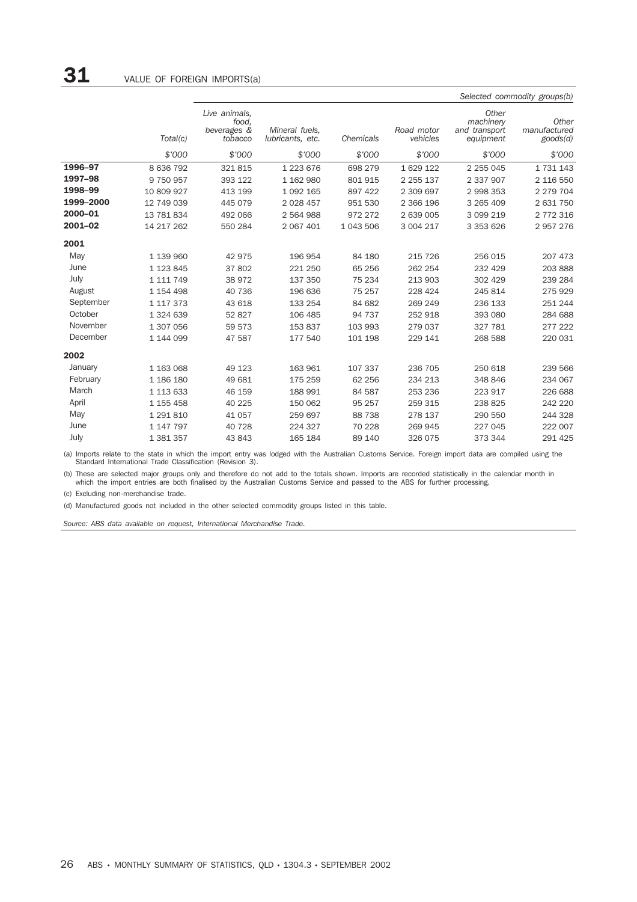# 31 VALUE OF FOREIGN IMPORTS(a)

| | | Selected commodity groups(b) | | | | | |
|---|---|---|---|---|---|---|---|
| | Total(c) | Live animals, food, beverages & tobacco | Mineral fuels, lubricants, etc. | Chemicals | Road motor vehicles | Other machinery and transport equipment | Other manufactured goods(d) |
| | $'000 | $'000 | $'000 | $'000 | $'000 | $'000 | $'000 |
| **1996–97** | 8 636 792 | 321 815 | 1 223 676 | 698 279 | 1 629 122 | 2 255 045 | 1 731 143 |
| **1997–98** | 9 750 957 | 393 122 | 1 162 980 | 801 915 | 2 255 137 | 2 337 907 | 2 116 550 |
| **1998–99** | 10 809 927 | 413 199 | 1 092 165 | 897 422 | 2 309 697 | 2 998 353 | 2 279 704 |
| **1999–2000** | 12 749 039 | 445 079 | 2 028 457 | 951 530 | 2 366 196 | 3 265 409 | 2 631 750 |
| **2000–01** | 13 781 834 | 492 066 | 2 564 988 | 972 272 | 2 639 005 | 3 099 219 | 2 772 316 |
| **2001–02** | 14 217 262 | 550 284 | 2 067 401 | 1 043 506 | 3 004 217 | 3 353 626 | 2 957 276 |
| **2001** | | | | | | | |
| May | 1 139 960 | 42 975 | 196 954 | 84 180 | 215 726 | 256 015 | 207 473 |
| June | 1 123 845 | 37 802 | 221 250 | 65 256 | 262 254 | 232 429 | 203 888 |
| July | 1 111 749 | 38 972 | 137 350 | 75 234 | 213 903 | 302 429 | 239 284 |
| August | 1 154 498 | 40 736 | 196 636 | 75 257 | 228 424 | 245 814 | 275 929 |
| September | 1 117 373 | 43 618 | 133 254 | 84 682 | 269 249 | 236 133 | 251 244 |
| October | 1 324 639 | 52 827 | 106 485 | 94 737 | 252 918 | 393 080 | 284 688 |
| November | 1 307 056 | 59 573 | 153 837 | 103 993 | 279 037 | 327 781 | 277 222 |
| December | 1 144 099 | 47 587 | 177 540 | 101 198 | 229 141 | 268 588 | 220 031 |
| **2002** | | | | | | | |
| January | 1 163 068 | 49 123 | 163 961 | 107 337 | 236 705 | 250 618 | 239 566 |
| February | 1 186 180 | 49 681 | 175 259 | 62 256 | 234 213 | 348 846 | 234 067 |
| March | 1 113 633 | 46 159 | 188 991 | 84 587 | 253 236 | 223 917 | 226 688 |
| April | 1 155 458 | 40 225 | 150 062 | 95 257 | 259 315 | 238 825 | 242 220 |
| May | 1 291 810 | 41 057 | 259 697 | 88 738 | 278 137 | 290 550 | 244 328 |
| June | 1 147 797 | 40 728 | 224 327 | 70 228 | 269 945 | 227 045 | 222 007 |
| July | 1 381 357 | 43 843 | 165 184 | 89 140 | 326 075 | 373 344 | 291 425 |

(a) Imports relate to the state in which the import entry was lodged with the Australian Customs Service. Foreign import data are compiled using the Standard International Trade Classification (Revision 3).

(b) These are selected major groups only and therefore do not add to the totals shown. Imports are recorded statistically in the calendar month in which the import entries are both finalised by the Australian Customs Service and passed to the ABS for further processing.

(c) Excluding non-merchandise trade.

(d) Manufactured goods not included in the other selected commodity groups listed in this table.

*Source: ABS data available on request, International Merchandise Trade.*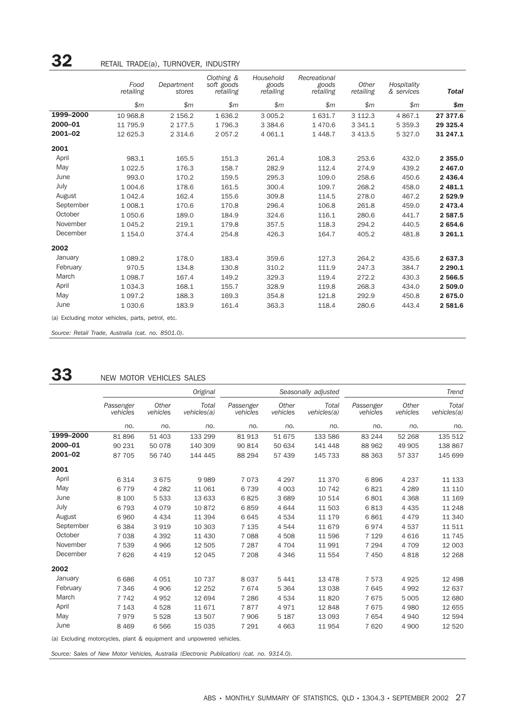## 32 RETAIL TRADE(a), TURNOVER, INDUSTRY

| | Food retailing | Department stores | Clothing & soft goods retailing | Household goods retailing | Recreational goods retailing | Other retailing | Hospitality & services | **Total** |
|---|---|---|---|---|---|---|---|---|
| | $m | $m | $m | $m | $m | $m | $m | **$m** |
| **1999–2000** | 10 968.8 | 2 156.2 | 1 636.2 | 3 005.2 | 1 631.7 | 3 112.3 | 4 867.1 | **27 377.6** |
| **2000–01** | 11 795.9 | 2 177.5 | 1 796.3 | 3 384.6 | 1 470.6 | 3 341.1 | 5 359.3 | **29 325.4** |
| **2001–02** | 12 625.3 | 2 314.6 | 2 057.2 | 4 061.1 | 1 448.7 | 3 413.5 | 5 327.0 | **31 247.1** |
| **2001** | | | | | | | | |
| April | 983.1 | 165.5 | 151.3 | 261.4 | 108.3 | 253.6 | 432.0 | **2 355.0** |
| May | 1 022.5 | 176.3 | 158.7 | 282.9 | 112.4 | 274.9 | 439.2 | **2 467.0** |
| June | 993.0 | 170.2 | 159.5 | 295.3 | 109.0 | 258.6 | 450.6 | **2 436.4** |
| July | 1 004.6 | 178.6 | 161.5 | 300.4 | 109.7 | 268.2 | 458.0 | **2 481.1** |
| August | 1 042.4 | 162.4 | 155.6 | 309.8 | 114.5 | 278.0 | 467.2 | **2 529.9** |
| September | 1 008.1 | 170.6 | 170.8 | 296.4 | 106.8 | 261.8 | 459.0 | **2 473.4** |
| October | 1 050.6 | 189.0 | 184.9 | 324.6 | 116.1 | 280.6 | 441.7 | **2 587.5** |
| November | 1 045.2 | 219.1 | 179.8 | 357.5 | 118.3 | 294.2 | 440.5 | **2 654.6** |
| December | 1 154.0 | 374.4 | 254.8 | 426.3 | 164.7 | 405.2 | 481.8 | **3 261.1** |
| **2002** | | | | | | | | |
| January | 1 089.2 | 178.0 | 183.4 | 359.6 | 127.3 | 264.2 | 435.6 | **2 637.3** |
| February | 970.5 | 134.8 | 130.8 | 310.2 | 111.9 | 247.3 | 384.7 | **2 290.1** |
| March | 1 098.7 | 167.4 | 149.2 | 329.3 | 119.4 | 272.2 | 430.3 | **2 566.5** |
| April | 1 034.3 | 168.1 | 155.7 | 328.9 | 119.8 | 268.3 | 434.0 | **2 509.0** |
| May | 1 097.2 | 188.3 | 169.3 | 354.8 | 121.8 | 292.9 | 450.8 | **2 675.0** |
| June | 1 030.6 | 183.9 | 161.4 | 363.3 | 118.4 | 280.6 | 443.4 | **2 581.6** |

(a) Excluding motor vehicles, parts, petrol, etc.

*Source: Retail Trade, Australia (cat. no. 8501.0).*

## 33 NEW MOTOR VEHICLES SALES

| | *Original* | | | *Seasonally adjusted* | | | *Trend* | | |
|---|---|---|---|---|---|---|---|---|---|
| | Passenger vehicles | Other vehicles | Total vehicles(a) | Passenger vehicles | Other vehicles | Total vehicles(a) | Passenger vehicles | Other vehicles | Total vehicles(a) |
| | no. | no. | no. | no. | no. | no. | no. | no. | no. |
| **1999–2000** | 81 896 | 51 403 | 133 299 | 81 913 | 51 675 | 133 586 | 83 244 | 52 268 | 135 512 |
| **2000–01** | 90 231 | 50 078 | 140 309 | 90 814 | 50 634 | 141 448 | 88 962 | 49 905 | 138 867 |
| **2001–02** | 87 705 | 56 740 | 144 445 | 88 294 | 57 439 | 145 733 | 88 363 | 57 337 | 145 699 |
| **2001** | | | | | | | | | |
| April | 6 314 | 3 675 | 9 989 | 7 073 | 4 297 | 11 370 | 6 896 | 4 237 | 11 133 |
| May | 6 779 | 4 282 | 11 061 | 6 739 | 4 003 | 10 742 | 6 821 | 4 289 | 11 110 |
| June | 8 100 | 5 533 | 13 633 | 6 825 | 3 689 | 10 514 | 6 801 | 4 368 | 11 169 |
| July | 6 793 | 4 079 | 10 872 | 6 859 | 4 644 | 11 503 | 6 813 | 4 435 | 11 248 |
| August | 6 960 | 4 434 | 11 394 | 6 645 | 4 534 | 11 179 | 6 861 | 4 479 | 11 340 |
| September | 6 384 | 3 919 | 10 303 | 7 135 | 4 544 | 11 679 | 6 974 | 4 537 | 11 511 |
| October | 7 038 | 4 392 | 11 430 | 7 088 | 4 508 | 11 596 | 7 129 | 4 616 | 11 745 |
| November | 7 539 | 4 966 | 12 505 | 7 287 | 4 704 | 11 991 | 7 294 | 4 709 | 12 003 |
| December | 7 626 | 4 419 | 12 045 | 7 208 | 4 346 | 11 554 | 7 450 | 4 818 | 12 268 |
| **2002** | | | | | | | | | |
| January | 6 686 | 4 051 | 10 737 | 8 037 | 5 441 | 13 478 | 7 573 | 4 925 | 12 498 |
| February | 7 346 | 4 906 | 12 252 | 7 674 | 5 364 | 13 038 | 7 645 | 4 992 | 12 637 |
| March | 7 742 | 4 952 | 12 694 | 7 286 | 4 534 | 11 820 | 7 675 | 5 005 | 12 680 |
| April | 7 143 | 4 528 | 11 671 | 7 877 | 4 971 | 12 848 | 7 675 | 4 980 | 12 655 |
| May | 7 979 | 5 528 | 13 507 | 7 906 | 5 187 | 13 093 | 7 654 | 4 940 | 12 594 |
| June | 8 469 | 6 566 | 15 035 | 7 291 | 4 663 | 11 954 | 7 620 | 4 900 | 12 520 |

(a) Excluding motorcycles, plant & equipment and unpowered vehicles.

*Source: Sales of New Motor Vehicles, Australia (Electronic Publication) (cat. no. 9314.0).*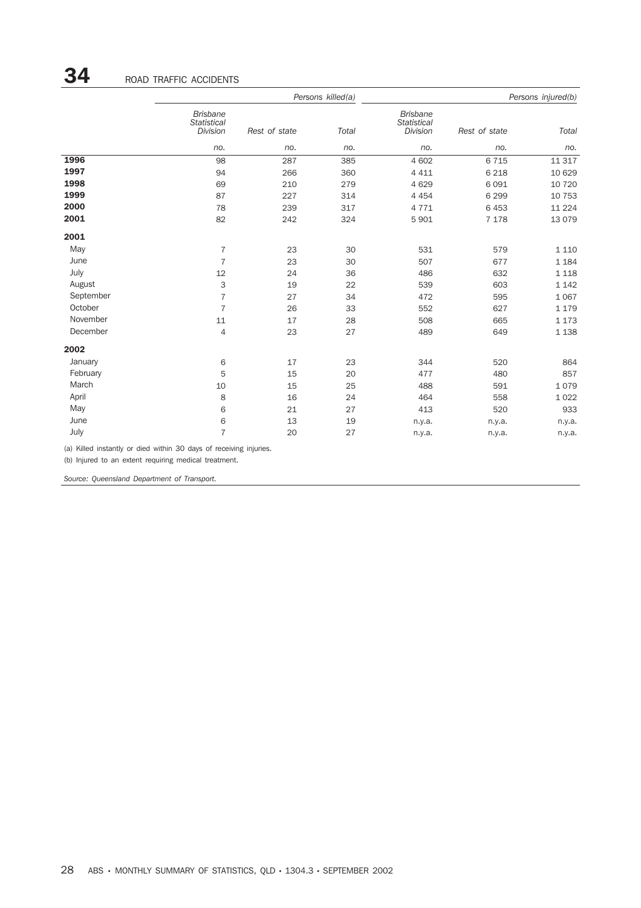# 34 ROAD TRAFFIC ACCIDENTS

| | Persons killed(a) | | | Persons injured(b) | | |
|---|---|---|---|---|---|---|
| | *Brisbane Statistical Division* | *Rest of state* | *Total* | *Brisbane Statistical Division* | *Rest of state* | *Total* |
| | *no.* | *no.* | *no.* | *no.* | *no.* | *no.* |
| **1996** | 98 | 287 | 385 | 4 602 | 6 715 | 11 317 |
| **1997** | 94 | 266 | 360 | 4 411 | 6 218 | 10 629 |
| **1998** | 69 | 210 | 279 | 4 629 | 6 091 | 10 720 |
| **1999** | 87 | 227 | 314 | 4 454 | 6 299 | 10 753 |
| **2000** | 78 | 239 | 317 | 4 771 | 6 453 | 11 224 |
| **2001** | 82 | 242 | 324 | 5 901 | 7 178 | 13 079 |
| **2001** | | | | | | |
| May | 7 | 23 | 30 | 531 | 579 | 1 110 |
| June | 7 | 23 | 30 | 507 | 677 | 1 184 |
| July | 12 | 24 | 36 | 486 | 632 | 1 118 |
| August | 3 | 19 | 22 | 539 | 603 | 1 142 |
| September | 7 | 27 | 34 | 472 | 595 | 1 067 |
| October | 7 | 26 | 33 | 552 | 627 | 1 179 |
| November | 11 | 17 | 28 | 508 | 665 | 1 173 |
| December | 4 | 23 | 27 | 489 | 649 | 1 138 |
| **2002** | | | | | | |
| January | 6 | 17 | 23 | 344 | 520 | 864 |
| February | 5 | 15 | 20 | 477 | 480 | 857 |
| March | 10 | 15 | 25 | 488 | 591 | 1 079 |
| April | 8 | 16 | 24 | 464 | 558 | 1 022 |
| May | 6 | 21 | 27 | 413 | 520 | 933 |
| June | 6 | 13 | 19 | n.y.a. | n.y.a. | n.y.a. |
| July | 7 | 20 | 27 | n.y.a. | n.y.a. | n.y.a. |

(a) Killed instantly or died within 30 days of receiving injuries.

(b) Injured to an extent requiring medical treatment.

*Source: Queensland Department of Transport.*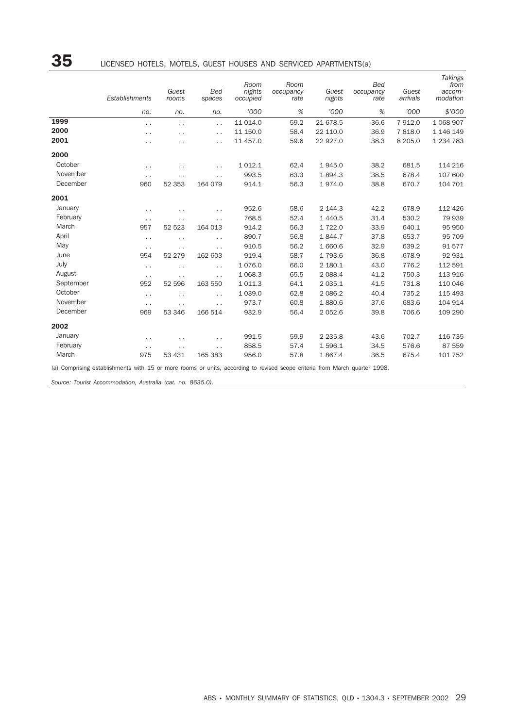# 35 LICENSED HOTELS, MOTELS, GUEST HOUSES AND SERVICED APARTMENTS(a)

| | Establishments | Guest rooms | Bed spaces | Room nights occupied | Room occupancy rate | Guest nights | Bed occupancy rate | Guest arrivals | Takings from accom-modation |
|---|---|---|---|---|---|---|---|---|---|
| | no. | no. | no. | '000 | % | '000 | % | '000 | $'000 |
| **1999** | . . | . . | . . | 11 014.0 | 59.2 | 21 678.5 | 36.6 | 7 912.0 | 1 068 907 |
| **2000** | . . | . . | . . | 11 150.0 | 58.4 | 22 110.0 | 36.9 | 7 818.0 | 1 146 149 |
| **2001** | . . | . . | . . | 11 457.0 | 59.6 | 22 927.0 | 38.3 | 8 205.0 | 1 234 783 |
| **2000** | | | | | | | | | |
| October | . . | . . | . . | 1 012.1 | 62.4 | 1 945.0 | 38.2 | 681.5 | 114 216 |
| November | . . | . . | . . | 993.5 | 63.3 | 1 894.3 | 38.5 | 678.4 | 107 600 |
| December | 960 | 52 353 | 164 079 | 914.1 | 56.3 | 1 974.0 | 38.8 | 670.7 | 104 701 |
| **2001** | | | | | | | | | |
| January | . . | . . | . . | 952.6 | 58.6 | 2 144.3 | 42.2 | 678.9 | 112 426 |
| February | . . | . . | . . | 768.5 | 52.4 | 1 440.5 | 31.4 | 530.2 | 79 939 |
| March | 957 | 52 523 | 164 013 | 914.2 | 56.3 | 1 722.0 | 33.9 | 640.1 | 95 950 |
| April | . . | . . | . . | 890.7 | 56.8 | 1 844.7 | 37.8 | 653.7 | 95 709 |
| May | . . | . . | . . | 910.5 | 56.2 | 1 660.6 | 32.9 | 639.2 | 91 577 |
| June | 954 | 52 279 | 162 603 | 919.4 | 58.7 | 1 793.6 | 36.8 | 678.9 | 92 931 |
| July | . . | . . | . . | 1 076.0 | 66.0 | 2 180.1 | 43.0 | 776.2 | 112 591 |
| August | . . | . . | . . | 1 068.3 | 65.5 | 2 088.4 | 41.2 | 750.3 | 113 916 |
| September | 952 | 52 596 | 163 550 | 1 011.3 | 64.1 | 2 035.1 | 41.5 | 731.8 | 110 046 |
| October | . . | . . | . . | 1 039.0 | 62.8 | 2 086.2 | 40.4 | 735.2 | 115 493 |
| November | . . | . . | . . | 973.7 | 60.8 | 1 880.6 | 37.6 | 683.6 | 104 914 |
| December | 969 | 53 346 | 166 514 | 932.9 | 56.4 | 2 052.6 | 39.8 | 706.6 | 109 290 |
| **2002** | | | | | | | | | |
| January | . . | . . | . . | 991.5 | 59.9 | 2 235.8 | 43.6 | 702.7 | 116 735 |
| February | . . | . . | . . | 858.5 | 57.4 | 1 596.1 | 34.5 | 576.6 | 87 559 |
| March | 975 | 53 431 | 165 383 | 956.0 | 57.8 | 1 867.4 | 36.5 | 675.4 | 101 752 |

(a) Comprising establishments with 15 or more rooms or units, according to revised scope criteria from March quarter 1998.

*Source: Tourist Accommodation, Australia (cat. no. 8635.0).*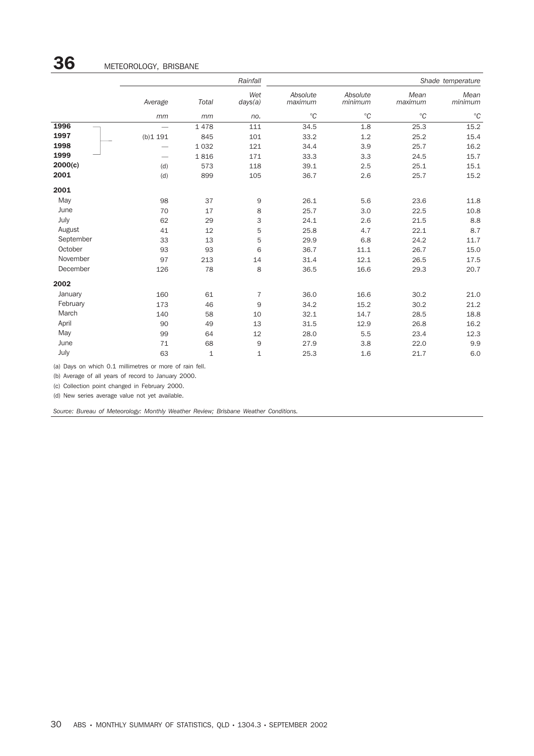# 36 METEOROLOGY, BRISBANE

| | Rainfall | | | Shade temperature | | | |
|---|---|---|---|---|---|---|---|
| | *Average* | *Total* | *Wet days(a)* | *Absolute maximum* | *Absolute minimum* | *Mean maximum* | *Mean minimum* |
| | *mm* | *mm* | *no.* | *°C* | *°C* | *°C* | *°C* |
| **1996** | — | 1 478 | 111 | 34.5 | 1.8 | 25.3 | 15.2 |
| **1997** | (b)1 191 | 845 | 101 | 33.2 | 1.2 | 25.2 | 15.4 |
| **1998** | — | 1 032 | 121 | 34.4 | 3.9 | 25.7 | 16.2 |
| **1999** | — | 1 816 | 171 | 33.3 | 3.3 | 24.5 | 15.7 |
| **2000(c)** | (d) | 573 | 118 | 39.1 | 2.5 | 25.1 | 15.1 |
| **2001** | (d) | 899 | 105 | 36.7 | 2.6 | 25.7 | 15.2 |
| **2001** | | | | | | | |
| May | 98 | 37 | 9 | 26.1 | 5.6 | 23.6 | 11.8 |
| June | 70 | 17 | 8 | 25.7 | 3.0 | 22.5 | 10.8 |
| July | 62 | 29 | 3 | 24.1 | 2.6 | 21.5 | 8.8 |
| August | 41 | 12 | 5 | 25.8 | 4.7 | 22.1 | 8.7 |
| September | 33 | 13 | 5 | 29.9 | 6.8 | 24.2 | 11.7 |
| October | 93 | 93 | 6 | 36.7 | 11.1 | 26.7 | 15.0 |
| November | 97 | 213 | 14 | 31.4 | 12.1 | 26.5 | 17.5 |
| December | 126 | 78 | 8 | 36.5 | 16.6 | 29.3 | 20.7 |
| **2002** | | | | | | | |
| January | 160 | 61 | 7 | 36.0 | 16.6 | 30.2 | 21.0 |
| February | 173 | 46 | 9 | 34.2 | 15.2 | 30.2 | 21.2 |
| March | 140 | 58 | 10 | 32.1 | 14.7 | 28.5 | 18.8 |
| April | 90 | 49 | 13 | 31.5 | 12.9 | 26.8 | 16.2 |
| May | 99 | 64 | 12 | 28.0 | 5.5 | 23.4 | 12.3 |
| June | 71 | 68 | 9 | 27.9 | 3.8 | 22.0 | 9.9 |
| July | 63 | 1 | 1 | 25.3 | 1.6 | 21.7 | 6.0 |

(a) Days on which 0.1 millimetres or more of rain fell.

(b) Average of all years of record to January 2000.

(c) Collection point changed in February 2000.

(d) New series average value not yet available.

*Source: Bureau of Meteorology: Monthly Weather Review; Brisbane Weather Conditions.*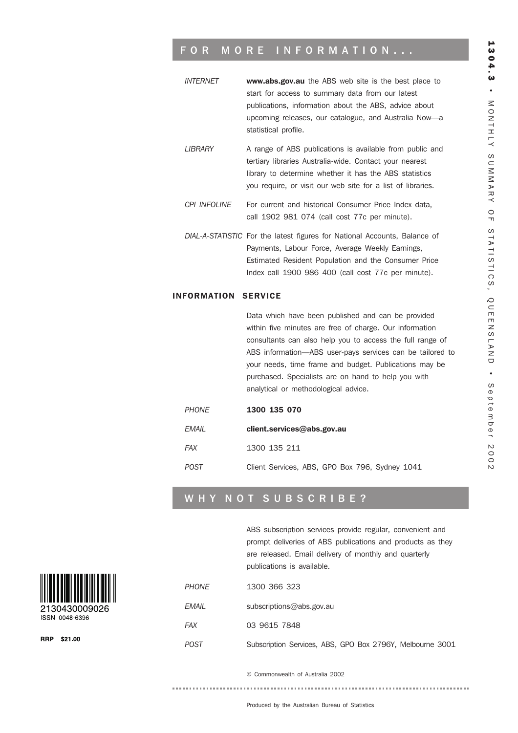## FOR MORE INFORMATION...

| | |
|---|---|
| *INTERNET* | **www.abs.gov.au** the ABS web site is the best place to start for access to summary data from our latest publications, information about the ABS, advice about upcoming releases, our catalogue, and Australia Now—a statistical profile. |
| *LIBRARY* | A range of ABS publications is available from public and tertiary libraries Australia-wide. Contact your nearest library to determine whether it has the ABS statistics you require, or visit our web site for a list of libraries. |
| *CPI INFOLINE* | For current and historical Consumer Price Index data, call 1902 981 074 (call cost 77c per minute). |
| *DIAL-A-STATISTIC* | For the latest figures for National Accounts, Balance of Payments, Labour Force, Average Weekly Earnings, Estimated Resident Population and the Consumer Price Index call 1900 986 400 (call cost 77c per minute). |

### INFORMATION SERVICE

Data which have been published and can be provided within five minutes are free of charge. Our information consultants can also help you to access the full range of ABS information—ABS user-pays services can be tailored to your needs, time frame and budget. Publications may be purchased. Specialists are on hand to help you with analytical or methodological advice.

| | |
|---|---|
| *PHONE* | **1300 135 070** |
| *EMAIL* | **client.services@abs.gov.au** |
| *FAX* | 1300 135 211 |
| *POST* | Client Services, ABS, GPO Box 796, Sydney 1041 |

## WHY NOT SUBSCRIBE?

ABS subscription services provide regular, convenient and prompt deliveries of ABS publications and products as they are released. Email delivery of monthly and quarterly publications is available.

| | |
|---|---|
| *PHONE* | 1300 366 323 |
| *EMAIL* | subscriptions@abs.gov.au |
| *FAX* | 03 9615 7848 |
| *POST* | Subscription Services, ABS, GPO Box 2796Y, Melbourne 3001 |

2130430009026

ISSN 0048-6396

**RRP $21.00**

© Commonwealth of Australia 2002

Produced by the Australian Bureau of Statistics